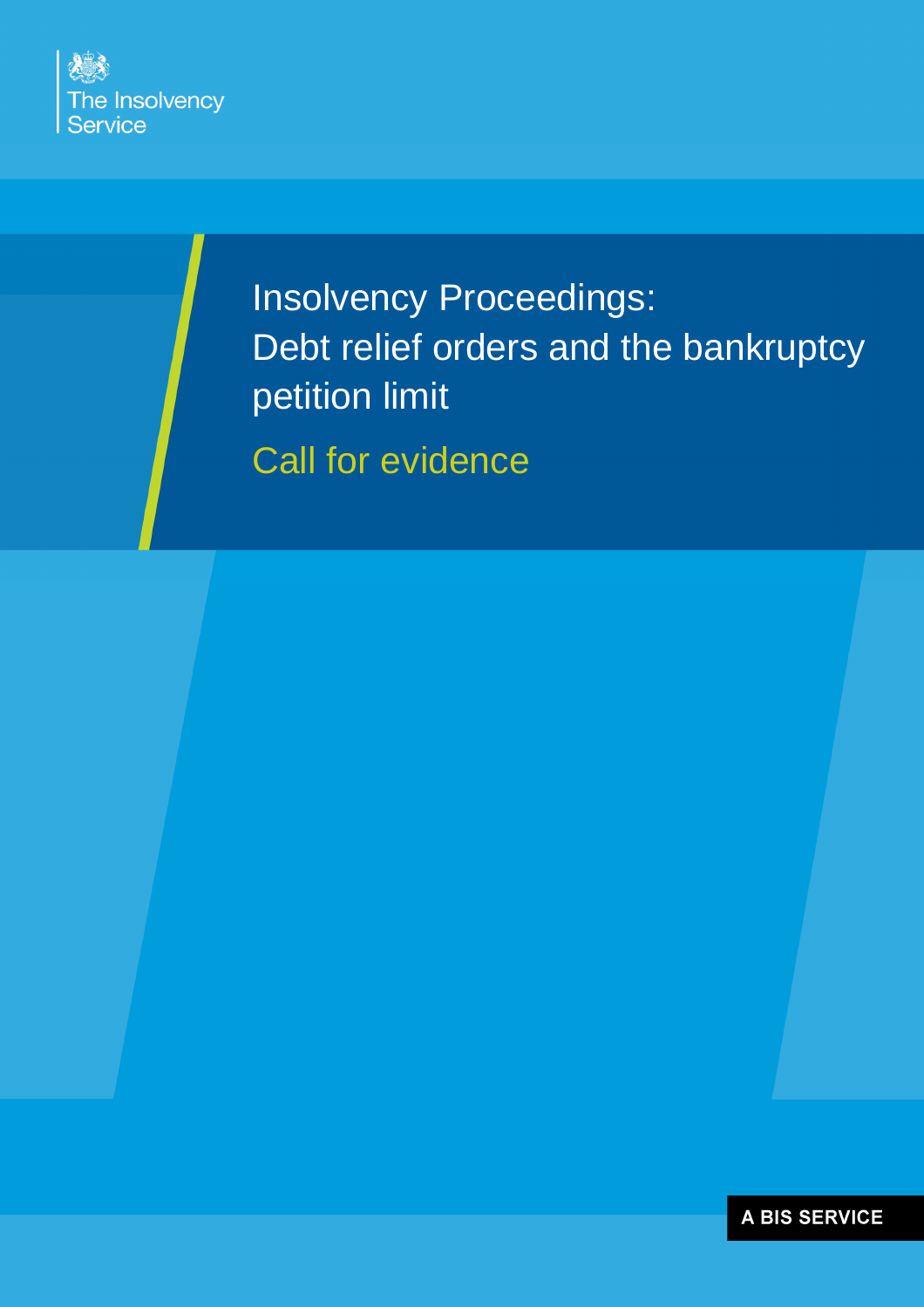The Insolvency Service

# Insolvency Proceedings: Debt relief orders and the bankruptcy petition limit

## Call for evidence

A BIS SERVICE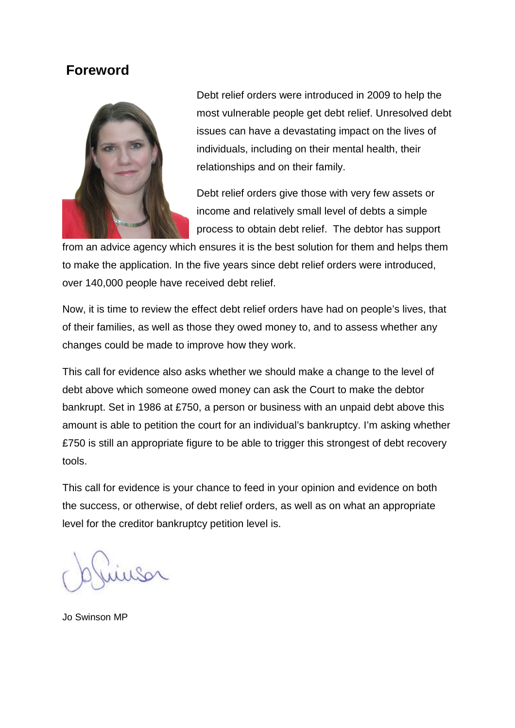## Foreword

Debt relief orders were introduced in 2009 to help the most vulnerable people get debt relief. Unresolved debt issues can have a devastating impact on the lives of individuals, including on their mental health, their relationships and on their family.

Debt relief orders give those with very few assets or income and relatively small level of debts a simple process to obtain debt relief. The debtor has support from an advice agency which ensures it is the best solution for them and helps them to make the application. In the five years since debt relief orders were introduced, over 140,000 people have received debt relief.

Now, it is time to review the effect debt relief orders have had on people's lives, that of their families, as well as those they owed money to, and to assess whether any changes could be made to improve how they work.

This call for evidence also asks whether we should make a change to the level of debt above which someone owed money can ask the Court to make the debtor bankrupt. Set in 1986 at £750, a person or business with an unpaid debt above this amount is able to petition the court for an individual's bankruptcy. I'm asking whether £750 is still an appropriate figure to be able to trigger this strongest of debt recovery tools.

This call for evidence is your chance to feed in your opinion and evidence on both the success, or otherwise, of debt relief orders, as well as on what an appropriate level for the creditor bankruptcy petition level is.

Jo Swinson MP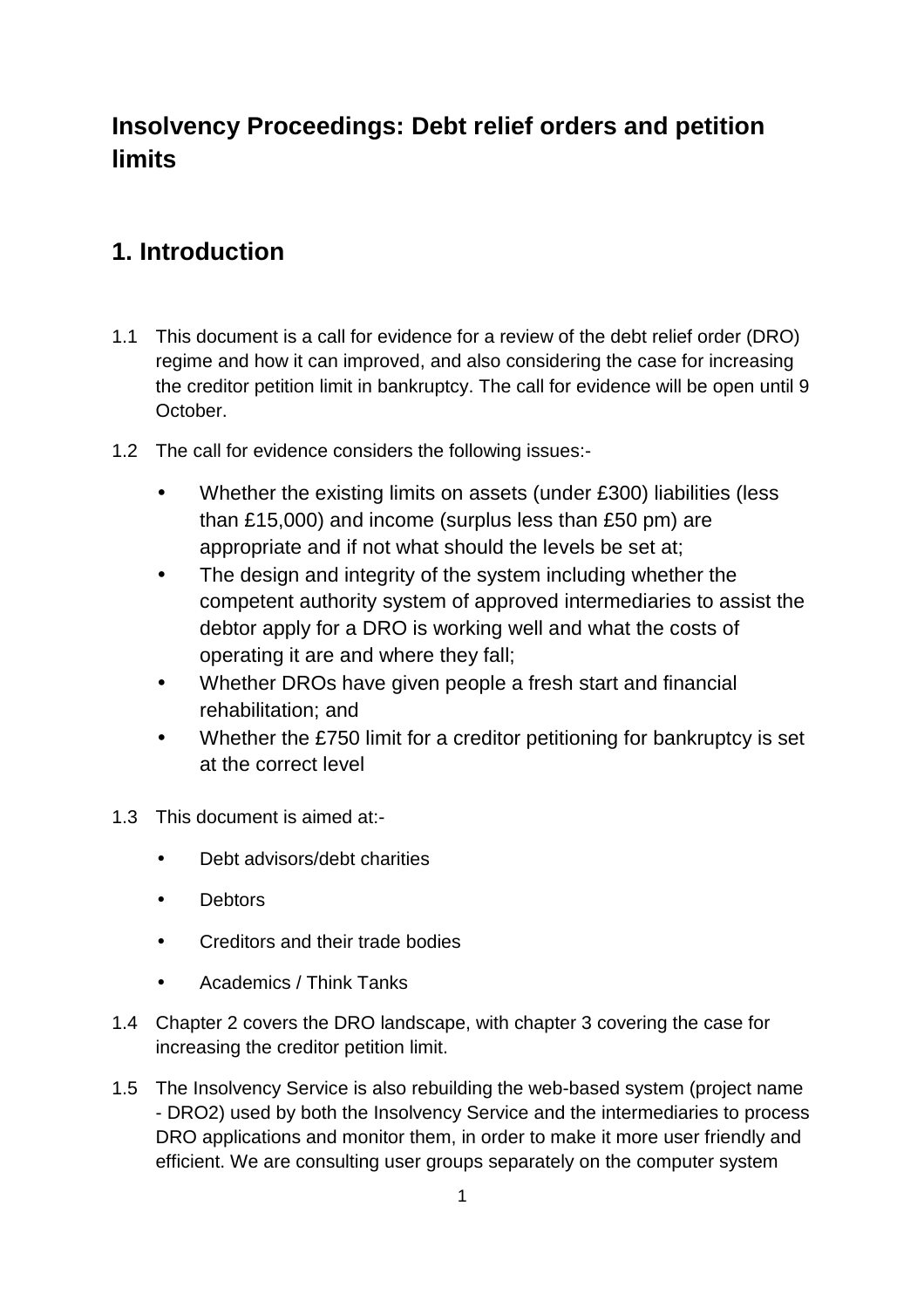# Insolvency Proceedings: Debt relief orders and petition limits

## 1. Introduction

1.1 This document is a call for evidence for a review of the debt relief order (DRO) regime and how it can improved, and also considering the case for increasing the creditor petition limit in bankruptcy. The call for evidence will be open until 9 October.

1.2 The call for evidence considers the following issues:-

- Whether the existing limits on assets (under £300) liabilities (less than £15,000) and income (surplus less than £50 pm) are appropriate and if not what should the levels be set at;
- The design and integrity of the system including whether the competent authority system of approved intermediaries to assist the debtor apply for a DRO is working well and what the costs of operating it are and where they fall;
- Whether DROs have given people a fresh start and financial rehabilitation; and
- Whether the £750 limit for a creditor petitioning for bankruptcy is set at the correct level

1.3 This document is aimed at:-

- Debt advisors/debt charities
- Debtors
- Creditors and their trade bodies
- Academics / Think Tanks

1.4 Chapter 2 covers the DRO landscape, with chapter 3 covering the case for increasing the creditor petition limit.

1.5 The Insolvency Service is also rebuilding the web-based system (project name - DRO2) used by both the Insolvency Service and the intermediaries to process DRO applications and monitor them, in order to make it more user friendly and efficient. We are consulting user groups separately on the computer system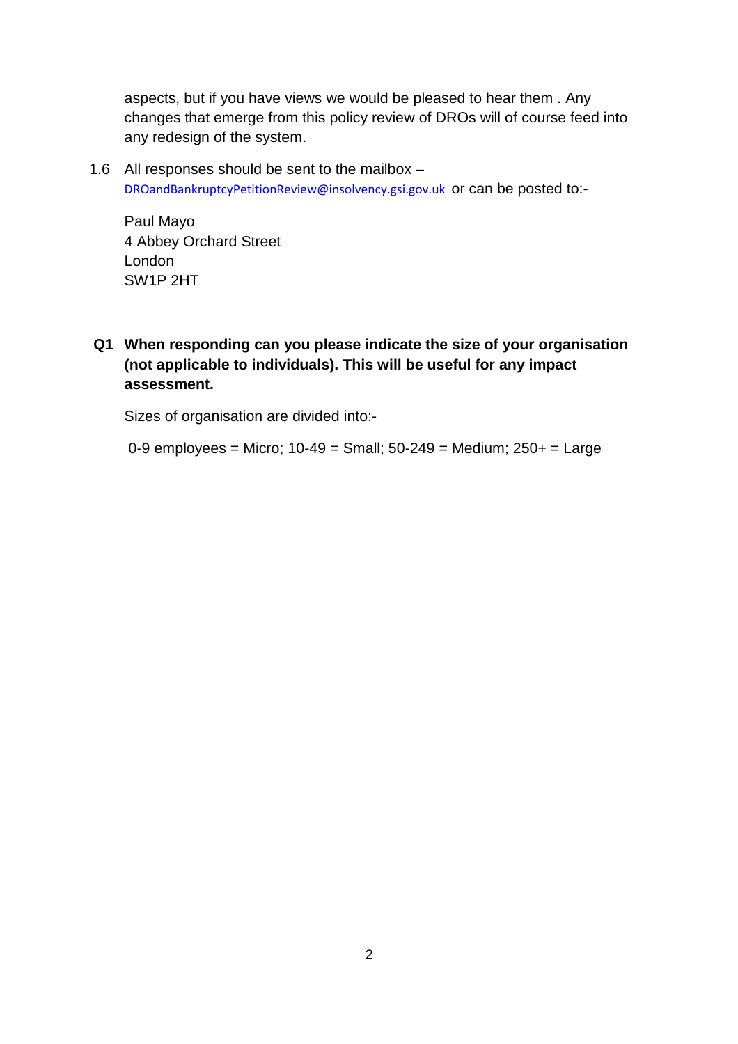aspects, but if you have views we would be pleased to hear them . Any changes that emerge from this policy review of DROs will of course feed into any redesign of the system.

1.6 All responses should be sent to the mailbox – DROandBankruptcyPetitionReview@insolvency.gsi.gov.uk or can be posted to:-

Paul Mayo
4 Abbey Orchard Street
London
SW1P 2HT

**Q1 When responding can you please indicate the size of your organisation (not applicable to individuals). This will be useful for any impact assessment.**

Sizes of organisation are divided into:-

0-9 employees = Micro; 10-49 = Small; 50-249 = Medium; 250+ = Large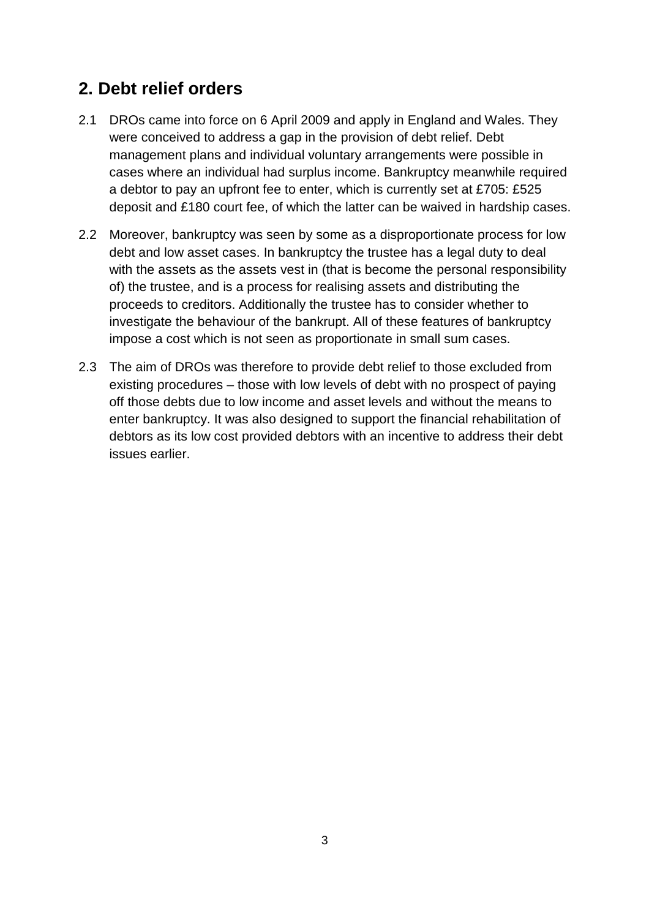## 2. Debt relief orders

2.1 DROs came into force on 6 April 2009 and apply in England and Wales. They were conceived to address a gap in the provision of debt relief. Debt management plans and individual voluntary arrangements were possible in cases where an individual had surplus income. Bankruptcy meanwhile required a debtor to pay an upfront fee to enter, which is currently set at £705: £525 deposit and £180 court fee, of which the latter can be waived in hardship cases.

2.2 Moreover, bankruptcy was seen by some as a disproportionate process for low debt and low asset cases. In bankruptcy the trustee has a legal duty to deal with the assets as the assets vest in (that is become the personal responsibility of) the trustee, and is a process for realising assets and distributing the proceeds to creditors. Additionally the trustee has to consider whether to investigate the behaviour of the bankrupt. All of these features of bankruptcy impose a cost which is not seen as proportionate in small sum cases.

2.3 The aim of DROs was therefore to provide debt relief to those excluded from existing procedures – those with low levels of debt with no prospect of paying off those debts due to low income and asset levels and without the means to enter bankruptcy. It was also designed to support the financial rehabilitation of debtors as its low cost provided debtors with an incentive to address their debt issues earlier.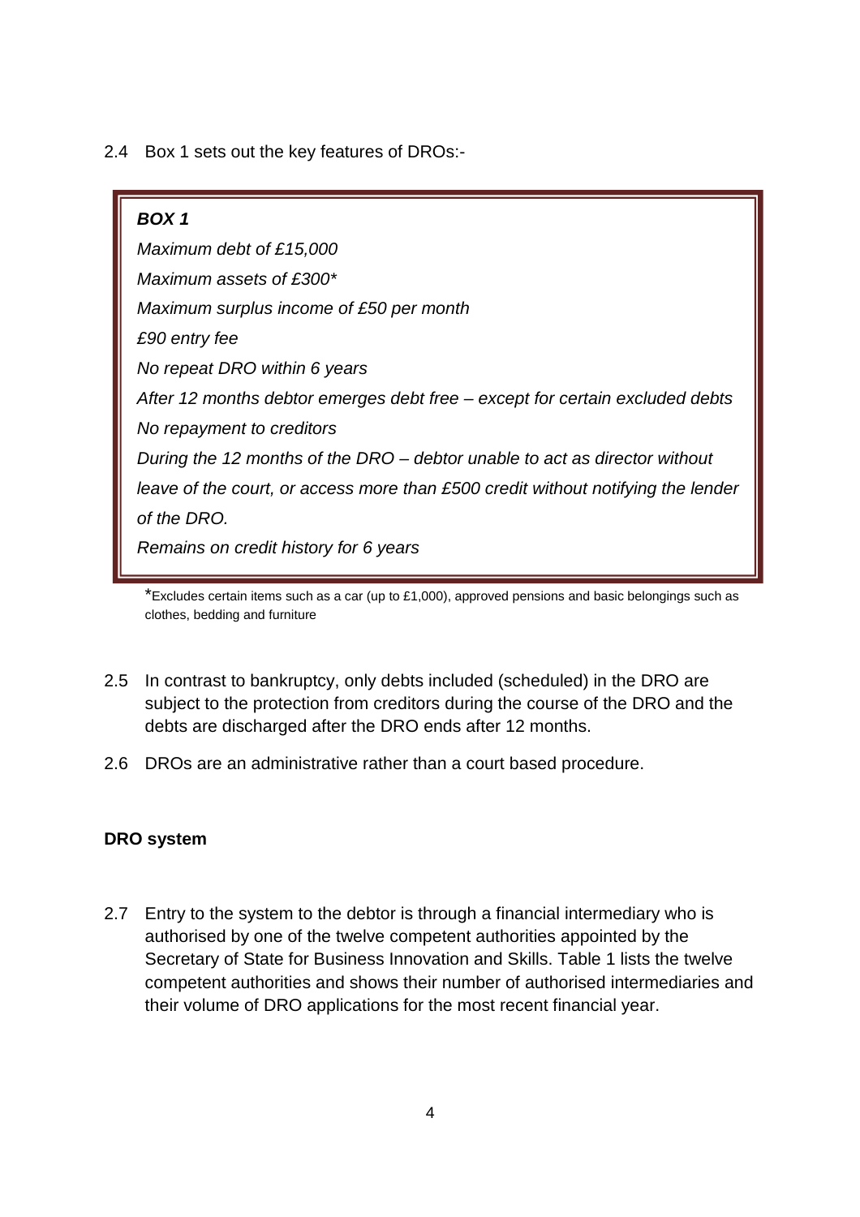2.4 Box 1 sets out the key features of DROs:-

> ***BOX 1***
>
> *Maximum debt of £15,000*
>
> *Maximum assets of £300**
>
> *Maximum surplus income of £50 per month*
>
> *£90 entry fee*
>
> *No repeat DRO within 6 years*
>
> *After 12 months debtor emerges debt free – except for certain excluded debts*
>
> *No repayment to creditors*
>
> *During the 12 months of the DRO – debtor unable to act as director without leave of the court, or access more than £500 credit without notifying the lender of the DRO.*
>
> *Remains on credit history for 6 years*

*Excludes certain items such as a car (up to £1,000), approved pensions and basic belongings such as clothes, bedding and furniture

2.5 In contrast to bankruptcy, only debts included (scheduled) in the DRO are subject to the protection from creditors during the course of the DRO and the debts are discharged after the DRO ends after 12 months.

2.6 DROs are an administrative rather than a court based procedure.

**DRO system**

2.7 Entry to the system to the debtor is through a financial intermediary who is authorised by one of the twelve competent authorities appointed by the Secretary of State for Business Innovation and Skills. Table 1 lists the twelve competent authorities and shows their number of authorised intermediaries and their volume of DRO applications for the most recent financial year.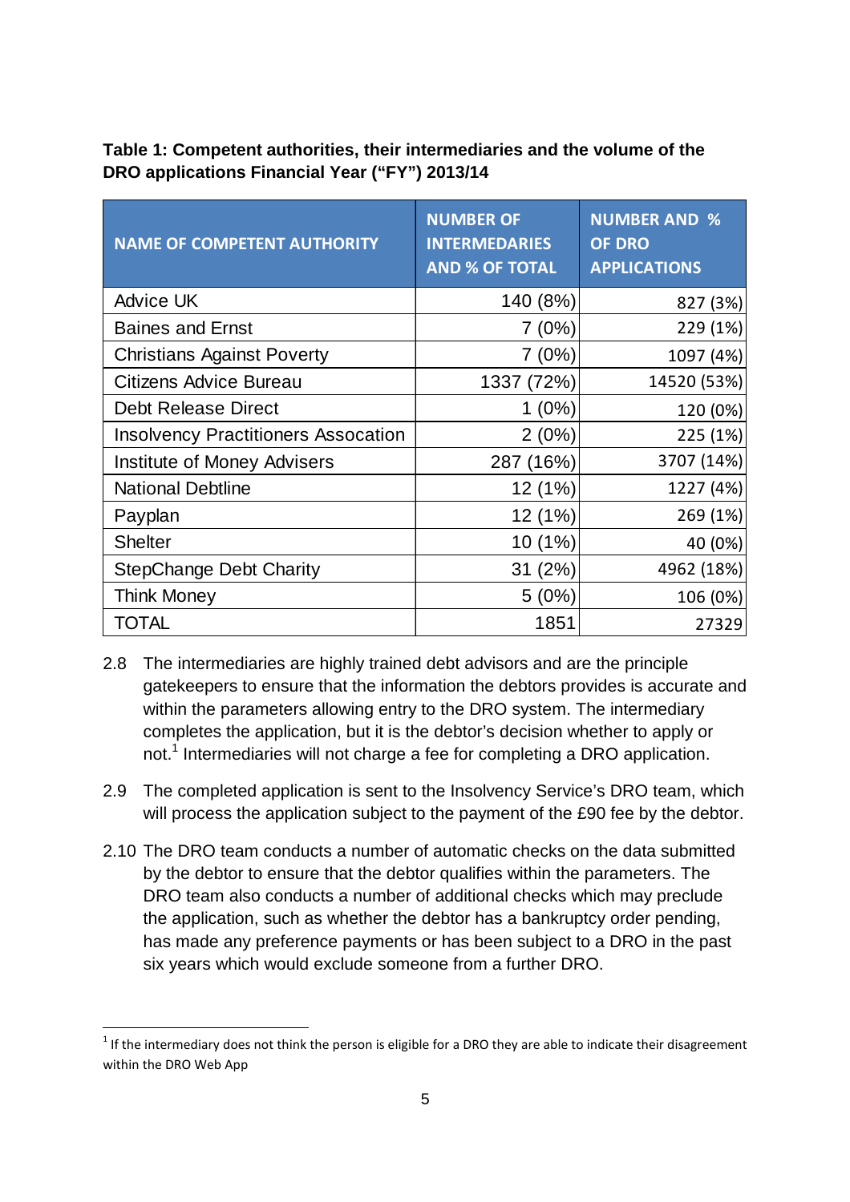**Table 1: Competent authorities, their intermediaries and the volume of the DRO applications Financial Year ("FY") 2013/14**

| NAME OF COMPETENT AUTHORITY | NUMBER OF INTERMEDARIES AND % OF TOTAL | NUMBER AND % OF DRO APPLICATIONS |
|---|---:|---:|
| Advice UK | 140 (8%) | 827 (3%) |
| Baines and Ernst | 7 (0%) | 229 (1%) |
| Christians Against Poverty | 7 (0%) | 1097 (4%) |
| Citizens Advice Bureau | 1337 (72%) | 14520 (53%) |
| Debt Release Direct | 1 (0%) | 120 (0%) |
| Insolvency Practitioners Assocation | 2 (0%) | 225 (1%) |
| Institute of Money Advisers | 287 (16%) | 3707 (14%) |
| National Debtline | 12 (1%) | 1227 (4%) |
| Payplan | 12 (1%) | 269 (1%) |
| Shelter | 10 (1%) | 40 (0%) |
| StepChange Debt Charity | 31 (2%) | 4962 (18%) |
| Think Money | 5 (0%) | 106 (0%) |
| TOTAL | 1851 | 27329 |

2.8 The intermediaries are highly trained debt advisors and are the principle gatekeepers to ensure that the information the debtors provides is accurate and within the parameters allowing entry to the DRO system. The intermediary completes the application, but it is the debtor's decision whether to apply or not.[1] Intermediaries will not charge a fee for completing a DRO application.

2.9 The completed application is sent to the Insolvency Service's DRO team, which will process the application subject to the payment of the £90 fee by the debtor.

2.10 The DRO team conducts a number of automatic checks on the data submitted by the debtor to ensure that the debtor qualifies within the parameters. The DRO team also conducts a number of additional checks which may preclude the application, such as whether the debtor has a bankruptcy order pending, has made any preference payments or has been subject to a DRO in the past six years which would exclude someone from a further DRO.

---

[1] If the intermediary does not think the person is eligible for a DRO they are able to indicate their disagreement within the DRO Web App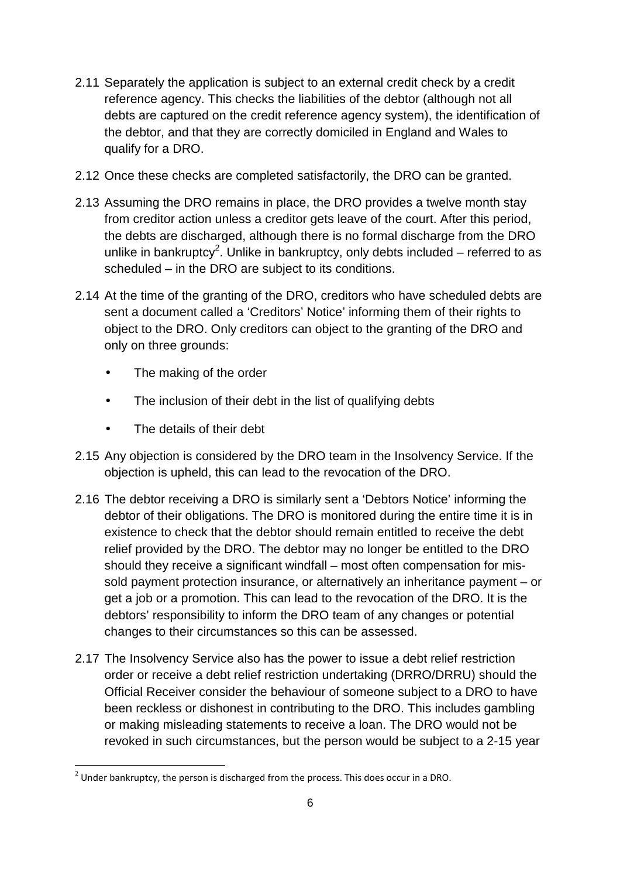2.11 Separately the application is subject to an external credit check by a credit reference agency. This checks the liabilities of the debtor (although not all debts are captured on the credit reference agency system), the identification of the debtor, and that they are correctly domiciled in England and Wales to qualify for a DRO.

2.12 Once these checks are completed satisfactorily, the DRO can be granted.

2.13 Assuming the DRO remains in place, the DRO provides a twelve month stay from creditor action unless a creditor gets leave of the court. After this period, the debts are discharged, although there is no formal discharge from the DRO unlike in bankruptcy[2]. Unlike in bankruptcy, only debts included – referred to as scheduled – in the DRO are subject to its conditions.

2.14 At the time of the granting of the DRO, creditors who have scheduled debts are sent a document called a 'Creditors' Notice' informing them of their rights to object to the DRO. Only creditors can object to the granting of the DRO and only on three grounds:

- The making of the order
- The inclusion of their debt in the list of qualifying debts
- The details of their debt

2.15 Any objection is considered by the DRO team in the Insolvency Service. If the objection is upheld, this can lead to the revocation of the DRO.

2.16 The debtor receiving a DRO is similarly sent a 'Debtors Notice' informing the debtor of their obligations. The DRO is monitored during the entire time it is in existence to check that the debtor should remain entitled to receive the debt relief provided by the DRO. The debtor may no longer be entitled to the DRO should they receive a significant windfall – most often compensation for mis-sold payment protection insurance, or alternatively an inheritance payment – or get a job or a promotion. This can lead to the revocation of the DRO. It is the debtors' responsibility to inform the DRO team of any changes or potential changes to their circumstances so this can be assessed.

2.17 The Insolvency Service also has the power to issue a debt relief restriction order or receive a debt relief restriction undertaking (DRRO/DRRU) should the Official Receiver consider the behaviour of someone subject to a DRO to have been reckless or dishonest in contributing to the DRO. This includes gambling or making misleading statements to receive a loan. The DRO would not be revoked in such circumstances, but the person would be subject to a 2-15 year

[2] Under bankruptcy, the person is discharged from the process. This does occur in a DRO.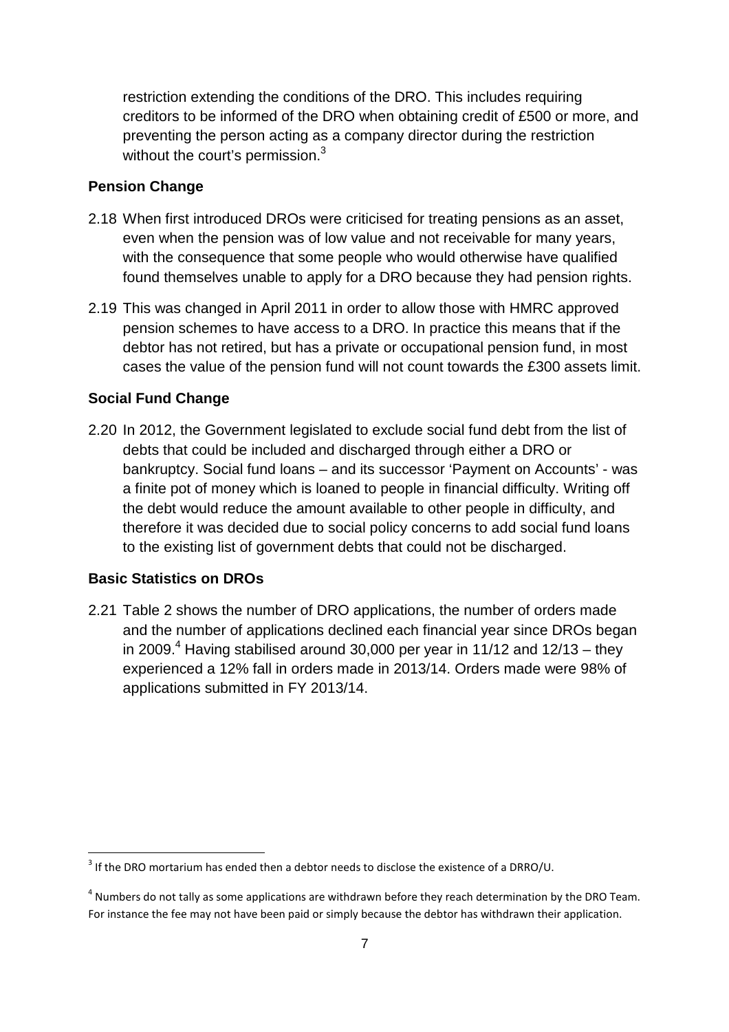restriction extending the conditions of the DRO. This includes requiring creditors to be informed of the DRO when obtaining credit of £500 or more, and preventing the person acting as a company director during the restriction without the court's permission.[3]

### Pension Change

2.18 When first introduced DROs were criticised for treating pensions as an asset, even when the pension was of low value and not receivable for many years, with the consequence that some people who would otherwise have qualified found themselves unable to apply for a DRO because they had pension rights.

2.19 This was changed in April 2011 in order to allow those with HMRC approved pension schemes to have access to a DRO. In practice this means that if the debtor has not retired, but has a private or occupational pension fund, in most cases the value of the pension fund will not count towards the £300 assets limit.

### Social Fund Change

2.20 In 2012, the Government legislated to exclude social fund debt from the list of debts that could be included and discharged through either a DRO or bankruptcy. Social fund loans – and its successor 'Payment on Accounts' - was a finite pot of money which is loaned to people in financial difficulty. Writing off the debt would reduce the amount available to other people in difficulty, and therefore it was decided due to social policy concerns to add social fund loans to the existing list of government debts that could not be discharged.

### Basic Statistics on DROs

2.21 Table 2 shows the number of DRO applications, the number of orders made and the number of applications declined each financial year since DROs began in 2009.[4] Having stabilised around 30,000 per year in 11/12 and 12/13 – they experienced a 12% fall in orders made in 2013/14. Orders made were 98% of applications submitted in FY 2013/14.

---

[3] If the DRO mortarium has ended then a debtor needs to disclose the existence of a DRRO/U.

[4] Numbers do not tally as some applications are withdrawn before they reach determination by the DRO Team. For instance the fee may not have been paid or simply because the debtor has withdrawn their application.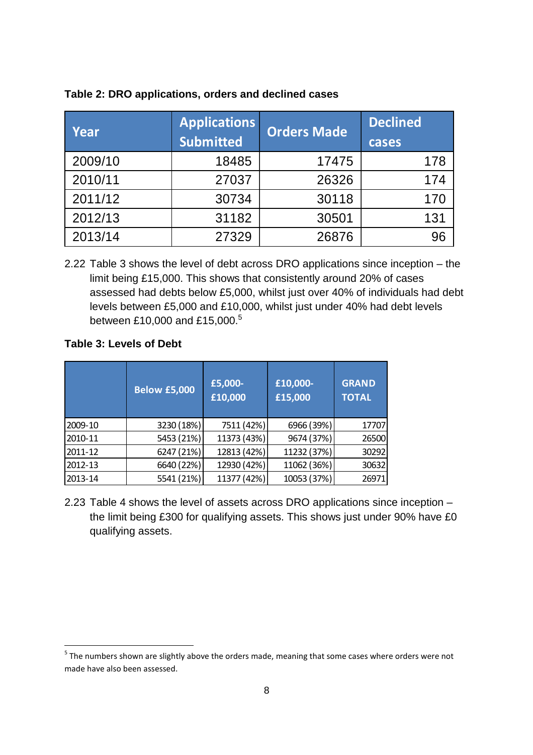**Table 2: DRO applications, orders and declined cases**

| Year | Applications Submitted | Orders Made | Declined cases |
|---|---|---|---|
| 2009/10 | 18485 | 17475 | 178 |
| 2010/11 | 27037 | 26326 | 174 |
| 2011/12 | 30734 | 30118 | 170 |
| 2012/13 | 31182 | 30501 | 131 |
| 2013/14 | 27329 | 26876 | 96 |

2.22 Table 3 shows the level of debt across DRO applications since inception – the limit being £15,000. This shows that consistently around 20% of cases assessed had debts below £5,000, whilst just over 40% of individuals had debt levels between £5,000 and £10,000, whilst just under 40% had debt levels between £10,000 and £15,000.[5]

**Table 3: Levels of Debt**

| | Below £5,000 | £5,000-£10,000 | £10,000-£15,000 | GRAND TOTAL |
|---|---|---|---|---|
| 2009-10 | 3230 (18%) | 7511 (42%) | 6966 (39%) | 17707 |
| 2010-11 | 5453 (21%) | 11373 (43%) | 9674 (37%) | 26500 |
| 2011-12 | 6247 (21%) | 12813 (42%) | 11232 (37%) | 30292 |
| 2012-13 | 6640 (22%) | 12930 (42%) | 11062 (36%) | 30632 |
| 2013-14 | 5541 (21%) | 11377 (42%) | 10053 (37%) | 26971 |

2.23 Table 4 shows the level of assets across DRO applications since inception – the limit being £300 for qualifying assets. This shows just under 90% have £0 qualifying assets.

[5] The numbers shown are slightly above the orders made, meaning that some cases where orders were not made have also been assessed.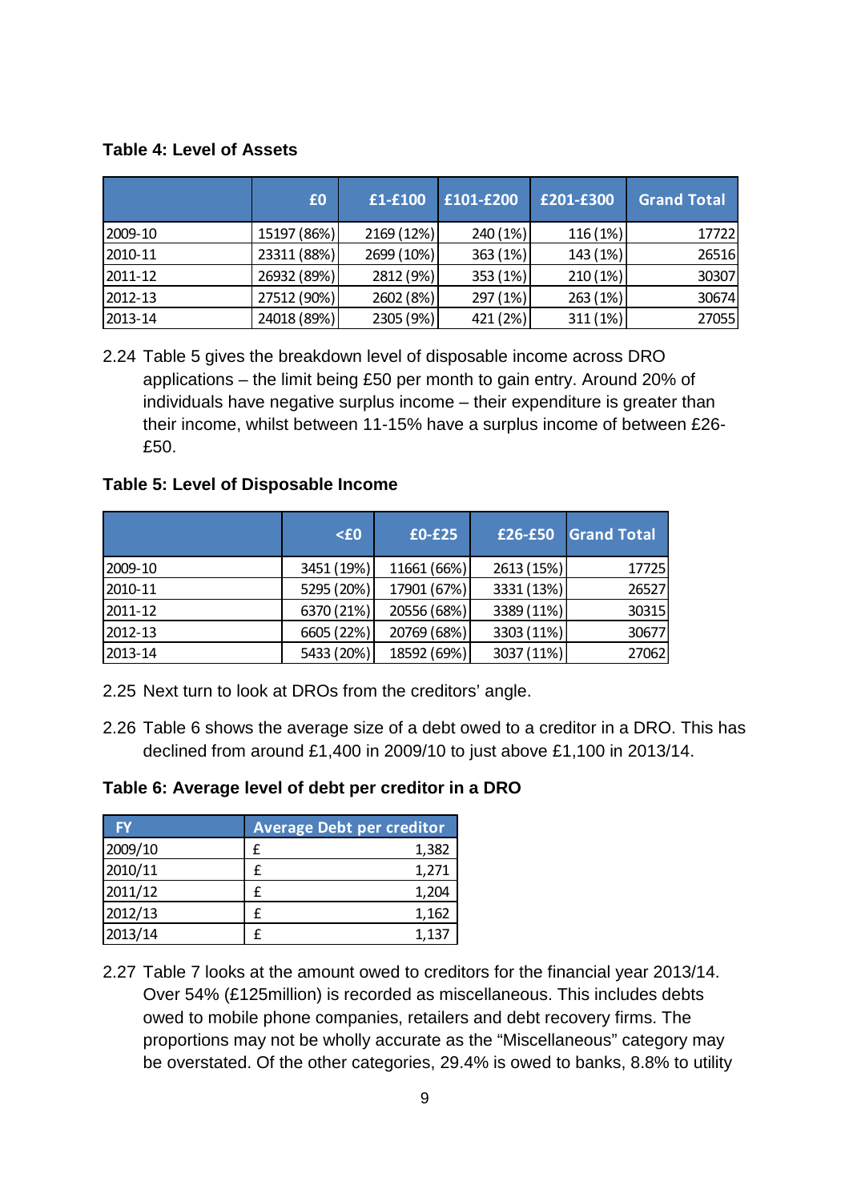**Table 4: Level of Assets**

| | £0 | £1-£100 | £101-£200 | £201-£300 | Grand Total |
|---|---|---|---|---|---|
| 2009-10 | 15197 (86%) | 2169 (12%) | 240 (1%) | 116 (1%) | 17722 |
| 2010-11 | 23311 (88%) | 2699 (10%) | 363 (1%) | 143 (1%) | 26516 |
| 2011-12 | 26932 (89%) | 2812 (9%) | 353 (1%) | 210 (1%) | 30307 |
| 2012-13 | 27512 (90%) | 2602 (8%) | 297 (1%) | 263 (1%) | 30674 |
| 2013-14 | 24018 (89%) | 2305 (9%) | 421 (2%) | 311 (1%) | 27055 |

2.24 Table 5 gives the breakdown level of disposable income across DRO applications – the limit being £50 per month to gain entry. Around 20% of individuals have negative surplus income – their expenditure is greater than their income, whilst between 11-15% have a surplus income of between £26-£50.

**Table 5: Level of Disposable Income**

| | <£0 | £0-£25 | £26-£50 | Grand Total |
|---|---|---|---|---|
| 2009-10 | 3451 (19%) | 11661 (66%) | 2613 (15%) | 17725 |
| 2010-11 | 5295 (20%) | 17901 (67%) | 3331 (13%) | 26527 |
| 2011-12 | 6370 (21%) | 20556 (68%) | 3389 (11%) | 30315 |
| 2012-13 | 6605 (22%) | 20769 (68%) | 3303 (11%) | 30677 |
| 2013-14 | 5433 (20%) | 18592 (69%) | 3037 (11%) | 27062 |

2.25 Next turn to look at DROs from the creditors' angle.

2.26 Table 6 shows the average size of a debt owed to a creditor in a DRO. This has declined from around £1,400 in 2009/10 to just above £1,100 in 2013/14.

**Table 6: Average level of debt per creditor in a DRO**

| FY | Average Debt per creditor |
|---|---|
| 2009/10 | £ 1,382 |
| 2010/11 | £ 1,271 |
| 2011/12 | £ 1,204 |
| 2012/13 | £ 1,162 |
| 2013/14 | £ 1,137 |

2.27 Table 7 looks at the amount owed to creditors for the financial year 2013/14. Over 54% (£125million) is recorded as miscellaneous. This includes debts owed to mobile phone companies, retailers and debt recovery firms. The proportions may not be wholly accurate as the "Miscellaneous" category may be overstated. Of the other categories, 29.4% is owed to banks, 8.8% to utility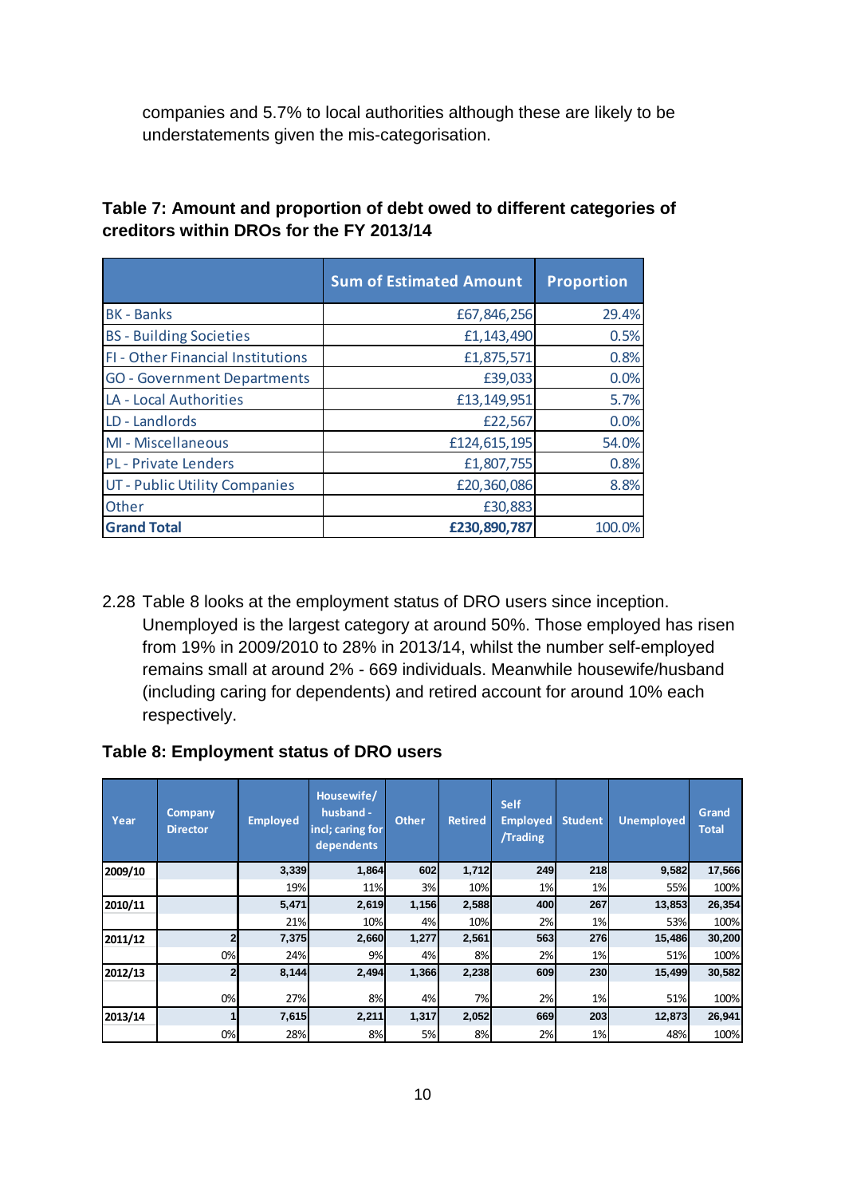companies and 5.7% to local authorities although these are likely to be understatements given the mis-categorisation.

**Table 7: Amount and proportion of debt owed to different categories of creditors within DROs for the FY 2013/14**

| | Sum of Estimated Amount | Proportion |
|---|---|---|
| BK - Banks | £67,846,256 | 29.4% |
| BS - Building Societies | £1,143,490 | 0.5% |
| FI - Other Financial Institutions | £1,875,571 | 0.8% |
| GO - Government Departments | £39,033 | 0.0% |
| LA - Local Authorities | £13,149,951 | 5.7% |
| LD - Landlords | £22,567 | 0.0% |
| MI - Miscellaneous | £124,615,195 | 54.0% |
| PL - Private Lenders | £1,807,755 | 0.8% |
| UT - Public Utility Companies | £20,360,086 | 8.8% |
| Other | £30,883 | |
| **Grand Total** | **£230,890,787** | 100.0% |

2.28 Table 8 looks at the employment status of DRO users since inception. Unemployed is the largest category at around 50%. Those employed has risen from 19% in 2009/2010 to 28% in 2013/14, whilst the number self-employed remains small at around 2% - 669 individuals. Meanwhile housewife/husband (including caring for dependents) and retired account for around 10% each respectively.

**Table 8: Employment status of DRO users**

| Year | Company Director | Employed | Housewife/ husband - incl; caring for dependents | Other | Retired | Self Employed /Trading | Student | Unemployed | Grand Total |
|---|---|---|---|---|---|---|---|---|---|
| **2009/10** | | **3,339** | **1,864** | **602** | **1,712** | **249** | **218** | **9,582** | **17,566** |
| | | 19% | 11% | 3% | 10% | 1% | 1% | 55% | 100% |
| **2010/11** | | **5,471** | **2,619** | **1,156** | **2,588** | **400** | **267** | **13,853** | **26,354** |
| | | 21% | 10% | 4% | 10% | 2% | 1% | 53% | 100% |
| **2011/12** | **2** | **7,375** | **2,660** | **1,277** | **2,561** | **563** | **276** | **15,486** | **30,200** |
| | 0% | 24% | 9% | 4% | 8% | 2% | 1% | 51% | 100% |
| **2012/13** | **2** | **8,144** | **2,494** | **1,366** | **2,238** | **609** | **230** | **15,499** | **30,582** |
| | 0% | 27% | 8% | 4% | 7% | 2% | 1% | 51% | 100% |
| **2013/14** | **1** | **7,615** | **2,211** | **1,317** | **2,052** | **669** | **203** | **12,873** | **26,941** |
| | 0% | 28% | 8% | 5% | 8% | 2% | 1% | 48% | 100% |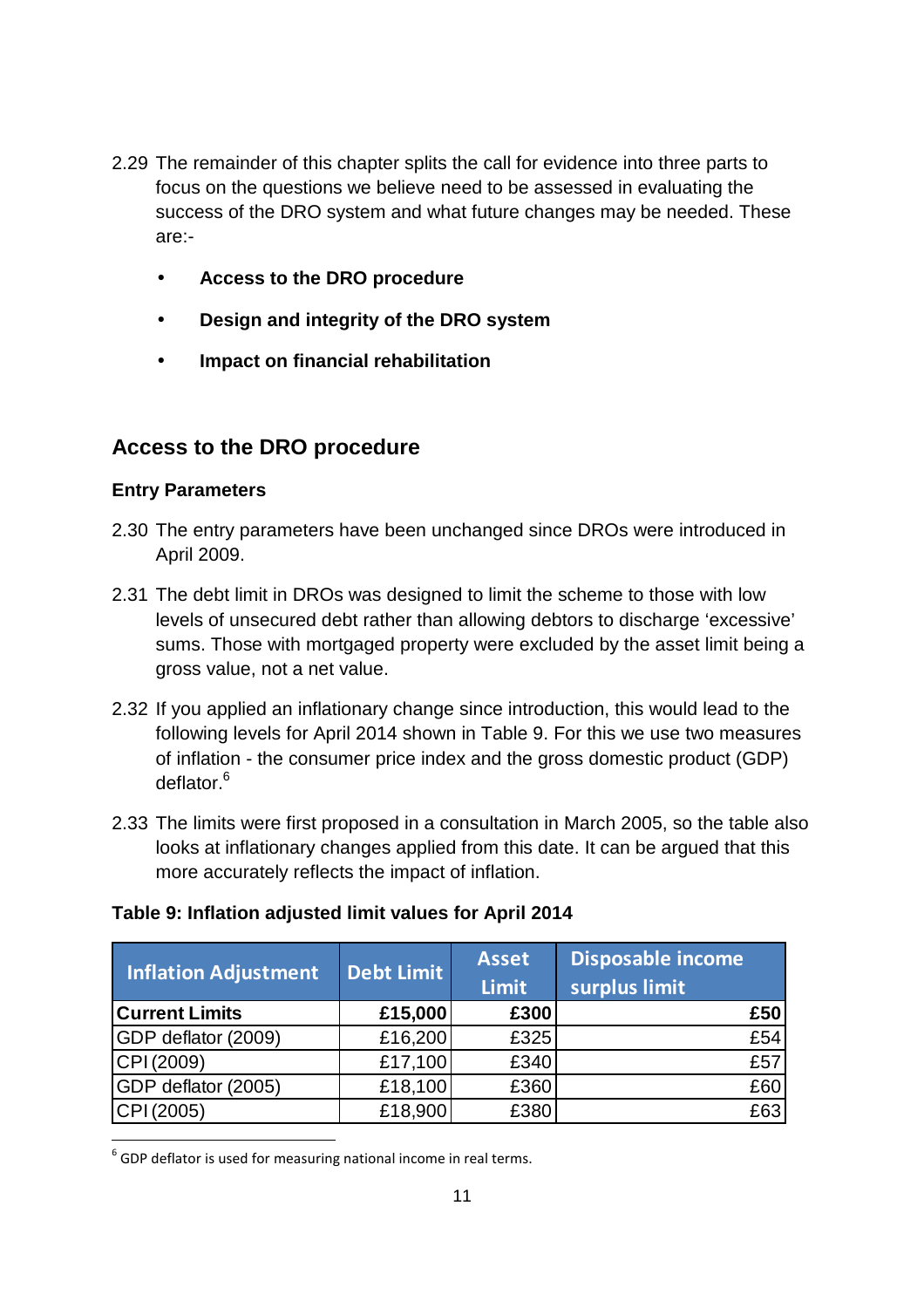2.29 The remainder of this chapter splits the call for evidence into three parts to focus on the questions we believe need to be assessed in evaluating the success of the DRO system and what future changes may be needed. These are:-

- **Access to the DRO procedure**
- **Design and integrity of the DRO system**
- **Impact on financial rehabilitation**

## Access to the DRO procedure

### Entry Parameters

2.30 The entry parameters have been unchanged since DROs were introduced in April 2009.

2.31 The debt limit in DROs was designed to limit the scheme to those with low levels of unsecured debt rather than allowing debtors to discharge 'excessive' sums. Those with mortgaged property were excluded by the asset limit being a gross value, not a net value.

2.32 If you applied an inflationary change since introduction, this would lead to the following levels for April 2014 shown in Table 9. For this we use two measures of inflation - the consumer price index and the gross domestic product (GDP) deflator.[6]

2.33 The limits were first proposed in a consultation in March 2005, so the table also looks at inflationary changes applied from this date. It can be argued that this more accurately reflects the impact of inflation.

**Table 9: Inflation adjusted limit values for April 2014**

| Inflation Adjustment | Debt Limit | Asset Limit | Disposable income surplus limit |
|---|---|---|---|
| **Current Limits** | **£15,000** | **£300** | **£50** |
| GDP deflator (2009) | £16,200 | £325 | £54 |
| CPI (2009) | £17,100 | £340 | £57 |
| GDP deflator (2005) | £18,100 | £360 | £60 |
| CPI (2005) | £18,900 | £380 | £63 |

[6] GDP deflator is used for measuring national income in real terms.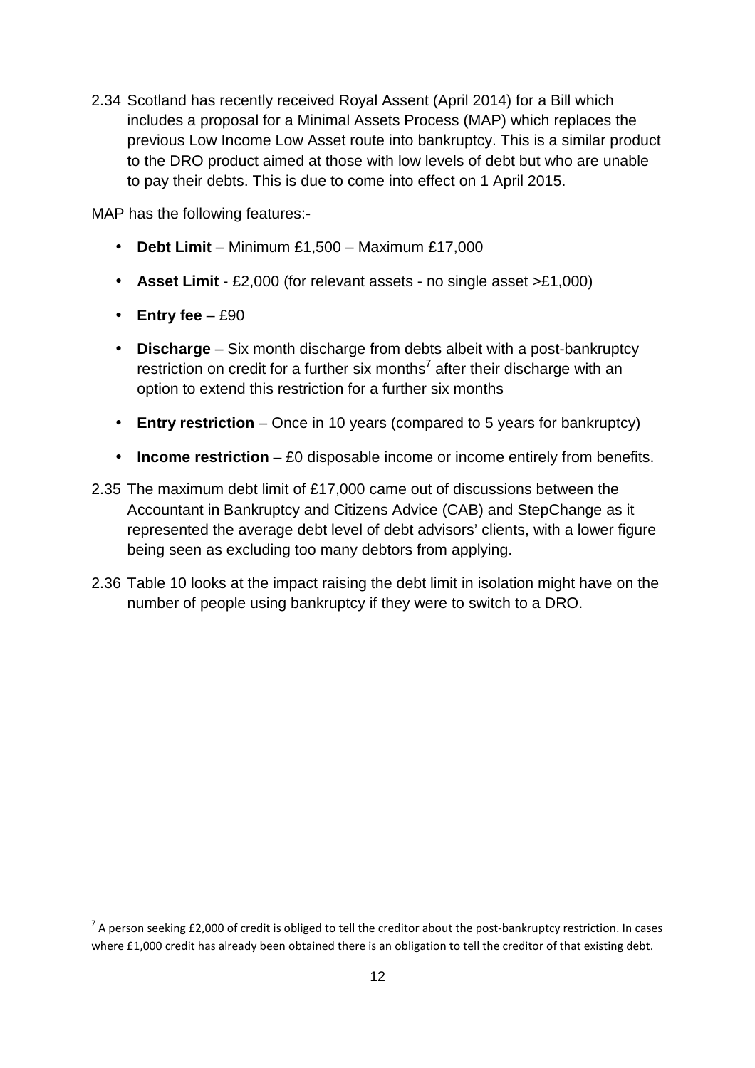2.34 Scotland has recently received Royal Assent (April 2014) for a Bill which includes a proposal for a Minimal Assets Process (MAP) which replaces the previous Low Income Low Asset route into bankruptcy. This is a similar product to the DRO product aimed at those with low levels of debt but who are unable to pay their debts. This is due to come into effect on 1 April 2015.

MAP has the following features:-

- **Debt Limit** – Minimum £1,500 – Maximum £17,000
- **Asset Limit** - £2,000 (for relevant assets - no single asset >£1,000)
- **Entry fee** – £90
- **Discharge** – Six month discharge from debts albeit with a post-bankruptcy restriction on credit for a further six months[7] after their discharge with an option to extend this restriction for a further six months
- **Entry restriction** – Once in 10 years (compared to 5 years for bankruptcy)
- **Income restriction** – £0 disposable income or income entirely from benefits.

2.35 The maximum debt limit of £17,000 came out of discussions between the Accountant in Bankruptcy and Citizens Advice (CAB) and StepChange as it represented the average debt level of debt advisors' clients, with a lower figure being seen as excluding too many debtors from applying.

2.36 Table 10 looks at the impact raising the debt limit in isolation might have on the number of people using bankruptcy if they were to switch to a DRO.

[7] A person seeking £2,000 of credit is obliged to tell the creditor about the post-bankruptcy restriction. In cases where £1,000 credit has already been obtained there is an obligation to tell the creditor of that existing debt.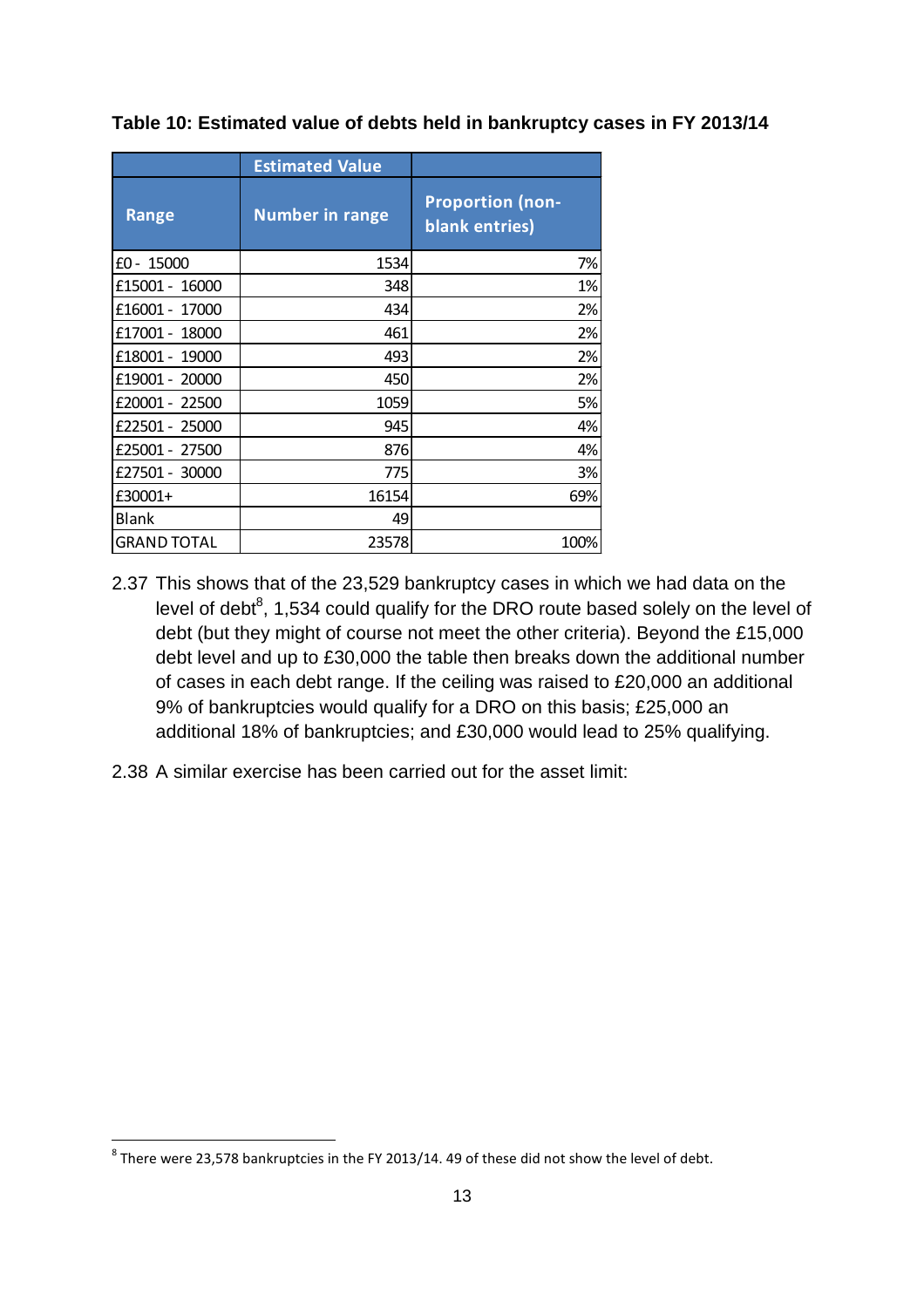**Table 10: Estimated value of debts held in bankruptcy cases in FY 2013/14**

| | Estimated Value | |
|---|---|---|
| Range | Number in range | Proportion (non-blank entries) |
| £0 - 15000 | 1534 | 7% |
| £15001 - 16000 | 348 | 1% |
| £16001 - 17000 | 434 | 2% |
| £17001 - 18000 | 461 | 2% |
| £18001 - 19000 | 493 | 2% |
| £19001 - 20000 | 450 | 2% |
| £20001 - 22500 | 1059 | 5% |
| £22501 - 25000 | 945 | 4% |
| £25001 - 27500 | 876 | 4% |
| £27501 - 30000 | 775 | 3% |
| £30001+ | 16154 | 69% |
| Blank | 49 | |
| GRAND TOTAL | 23578 | 100% |

2.37 This shows that of the 23,529 bankruptcy cases in which we had data on the level of debt[8], 1,534 could qualify for the DRO route based solely on the level of debt (but they might of course not meet the other criteria). Beyond the £15,000 debt level and up to £30,000 the table then breaks down the additional number of cases in each debt range. If the ceiling was raised to £20,000 an additional 9% of bankruptcies would qualify for a DRO on this basis; £25,000 an additional 18% of bankruptcies; and £30,000 would lead to 25% qualifying.

2.38 A similar exercise has been carried out for the asset limit:

[8] There were 23,578 bankruptcies in the FY 2013/14. 49 of these did not show the level of debt.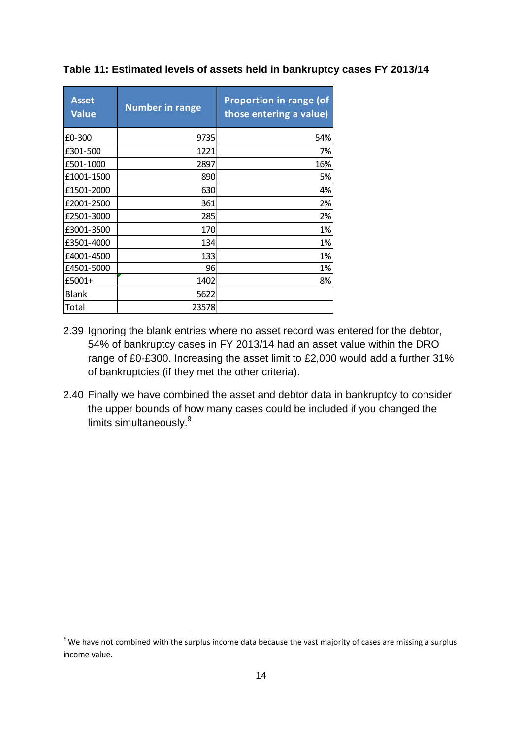**Table 11: Estimated levels of assets held in bankruptcy cases FY 2013/14**

| Asset Value | Number in range | Proportion in range (of those entering a value) |
|---|---|---|
| £0-300 | 9735 | 54% |
| £301-500 | 1221 | 7% |
| £501-1000 | 2897 | 16% |
| £1001-1500 | 890 | 5% |
| £1501-2000 | 630 | 4% |
| £2001-2500 | 361 | 2% |
| £2501-3000 | 285 | 2% |
| £3001-3500 | 170 | 1% |
| £3501-4000 | 134 | 1% |
| £4001-4500 | 133 | 1% |
| £4501-5000 | 96 | 1% |
| £5001+ | 1402 | 8% |
| Blank | 5622 | |
| Total | 23578 | |

2.39 Ignoring the blank entries where no asset record was entered for the debtor, 54% of bankruptcy cases in FY 2013/14 had an asset value within the DRO range of £0-£300. Increasing the asset limit to £2,000 would add a further 31% of bankruptcies (if they met the other criteria).

2.40 Finally we have combined the asset and debtor data in bankruptcy to consider the upper bounds of how many cases could be included if you changed the limits simultaneously.[9]

[9] We have not combined with the surplus income data because the vast majority of cases are missing a surplus income value.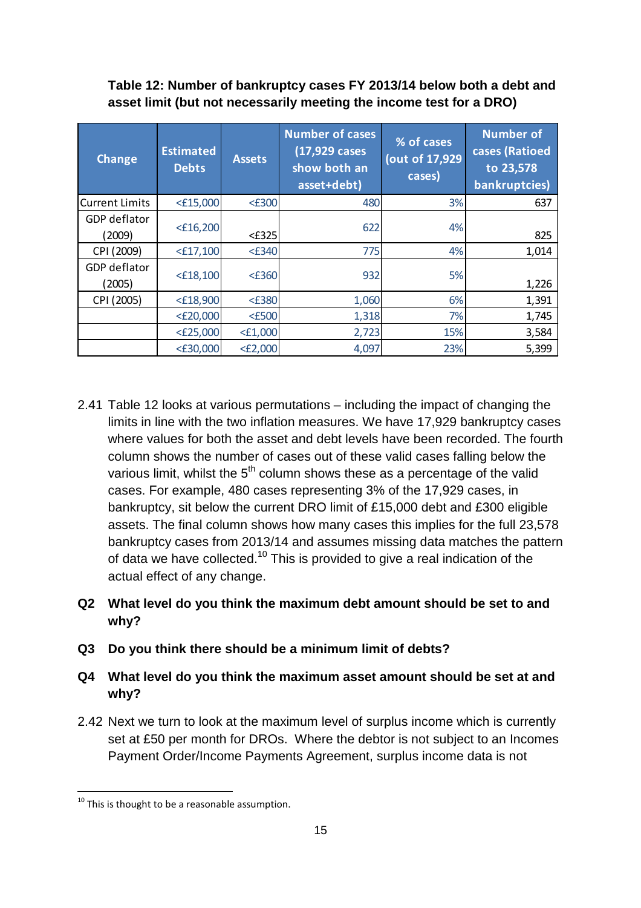**Table 12: Number of bankruptcy cases FY 2013/14 below both a debt and asset limit (but not necessarily meeting the income test for a DRO)**

| Change | Estimated Debts | Assets | Number of cases (17,929 cases show both an asset+debt) | % of cases (out of 17,929 cases) | Number of cases (Ratioed to 23,578 bankruptcies) |
|---|---|---|---|---|---|
| Current Limits | <£15,000 | <£300 | 480 | 3% | 637 |
| GDP deflator (2009) | <£16,200 | <£325 | 622 | 4% | 825 |
| CPI (2009) | <£17,100 | <£340 | 775 | 4% | 1,014 |
| GDP deflator (2005) | <£18,100 | <£360 | 932 | 5% | 1,226 |
| CPI (2005) | <£18,900 | <£380 | 1,060 | 6% | 1,391 |
| | <£20,000 | <£500 | 1,318 | 7% | 1,745 |
| | <£25,000 | <£1,000 | 2,723 | 15% | 3,584 |
| | <£30,000 | <£2,000 | 4,097 | 23% | 5,399 |

2.41 Table 12 looks at various permutations – including the impact of changing the limits in line with the two inflation measures. We have 17,929 bankruptcy cases where values for both the asset and debt levels have been recorded. The fourth column shows the number of cases out of these valid cases falling below the various limit, whilst the 5th column shows these as a percentage of the valid cases. For example, 480 cases representing 3% of the 17,929 cases, in bankruptcy, sit below the current DRO limit of £15,000 debt and £300 eligible assets. The final column shows how many cases this implies for the full 23,578 bankruptcy cases from 2013/14 and assumes missing data matches the pattern of data we have collected.[10] This is provided to give a real indication of the actual effect of any change.

**Q2 What level do you think the maximum debt amount should be set to and why?**

**Q3 Do you think there should be a minimum limit of debts?**

**Q4 What level do you think the maximum asset amount should be set at and why?**

2.42 Next we turn to look at the maximum level of surplus income which is currently set at £50 per month for DROs. Where the debtor is not subject to an Incomes Payment Order/Income Payments Agreement, surplus income data is not

[10] This is thought to be a reasonable assumption.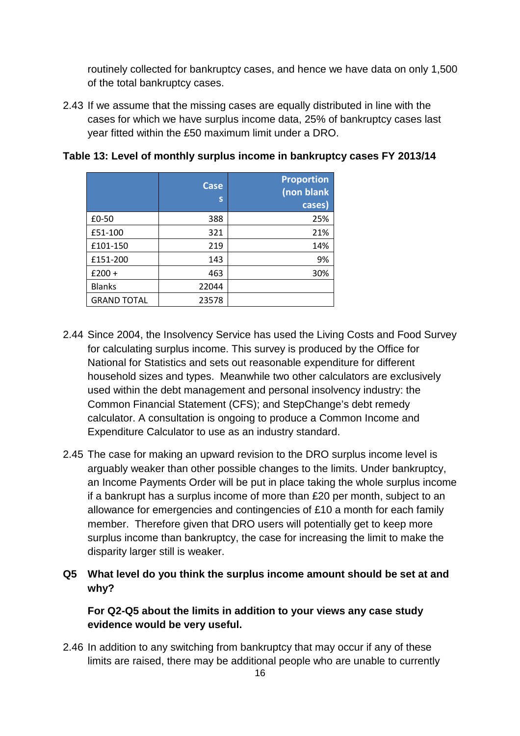routinely collected for bankruptcy cases, and hence we have data on only 1,500 of the total bankruptcy cases.

2.43 If we assume that the missing cases are equally distributed in line with the cases for which we have surplus income data, 25% of bankruptcy cases last year fitted within the £50 maximum limit under a DRO.

**Table 13: Level of monthly surplus income in bankruptcy cases FY 2013/14**

| | Cases | Proportion (non blank cases) |
|---|---|---|
| £0-50 | 388 | 25% |
| £51-100 | 321 | 21% |
| £101-150 | 219 | 14% |
| £151-200 | 143 | 9% |
| £200 + | 463 | 30% |
| Blanks | 22044 | |
| GRAND TOTAL | 23578 | |

2.44 Since 2004, the Insolvency Service has used the Living Costs and Food Survey for calculating surplus income. This survey is produced by the Office for National for Statistics and sets out reasonable expenditure for different household sizes and types. Meanwhile two other calculators are exclusively used within the debt management and personal insolvency industry: the Common Financial Statement (CFS); and StepChange's debt remedy calculator. A consultation is ongoing to produce a Common Income and Expenditure Calculator to use as an industry standard.

2.45 The case for making an upward revision to the DRO surplus income level is arguably weaker than other possible changes to the limits. Under bankruptcy, an Income Payments Order will be put in place taking the whole surplus income if a bankrupt has a surplus income of more than £20 per month, subject to an allowance for emergencies and contingencies of £10 a month for each family member. Therefore given that DRO users will potentially get to keep more surplus income than bankruptcy, the case for increasing the limit to make the disparity larger still is weaker.

**Q5 What level do you think the surplus income amount should be set at and why?**

**For Q2-Q5 about the limits in addition to your views any case study evidence would be very useful.**

2.46 In addition to any switching from bankruptcy that may occur if any of these limits are raised, there may be additional people who are unable to currently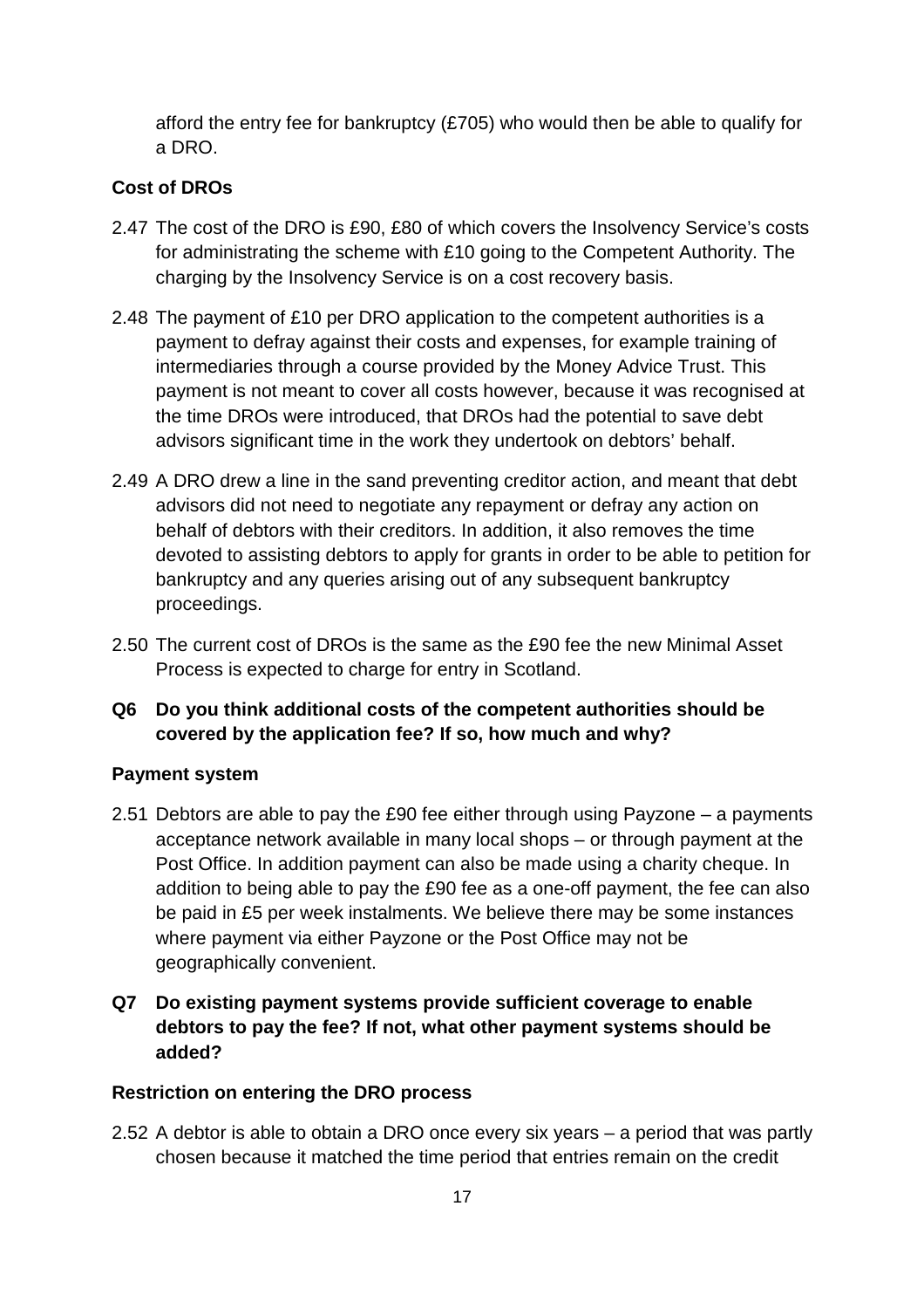afford the entry fee for bankruptcy (£705) who would then be able to qualify for a DRO.

### Cost of DROs

2.47 The cost of the DRO is £90, £80 of which covers the Insolvency Service's costs for administrating the scheme with £10 going to the Competent Authority. The charging by the Insolvency Service is on a cost recovery basis.

2.48 The payment of £10 per DRO application to the competent authorities is a payment to defray against their costs and expenses, for example training of intermediaries through a course provided by the Money Advice Trust. This payment is not meant to cover all costs however, because it was recognised at the time DROs were introduced, that DROs had the potential to save debt advisors significant time in the work they undertook on debtors' behalf.

2.49 A DRO drew a line in the sand preventing creditor action, and meant that debt advisors did not need to negotiate any repayment or defray any action on behalf of debtors with their creditors. In addition, it also removes the time devoted to assisting debtors to apply for grants in order to be able to petition for bankruptcy and any queries arising out of any subsequent bankruptcy proceedings.

2.50 The current cost of DROs is the same as the £90 fee the new Minimal Asset Process is expected to charge for entry in Scotland.

**Q6 Do you think additional costs of the competent authorities should be covered by the application fee? If so, how much and why?**

### Payment system

2.51 Debtors are able to pay the £90 fee either through using Payzone – a payments acceptance network available in many local shops – or through payment at the Post Office. In addition payment can also be made using a charity cheque. In addition to being able to pay the £90 fee as a one-off payment, the fee can also be paid in £5 per week instalments. We believe there may be some instances where payment via either Payzone or the Post Office may not be geographically convenient.

**Q7 Do existing payment systems provide sufficient coverage to enable debtors to pay the fee? If not, what other payment systems should be added?**

### Restriction on entering the DRO process

2.52 A debtor is able to obtain a DRO once every six years – a period that was partly chosen because it matched the time period that entries remain on the credit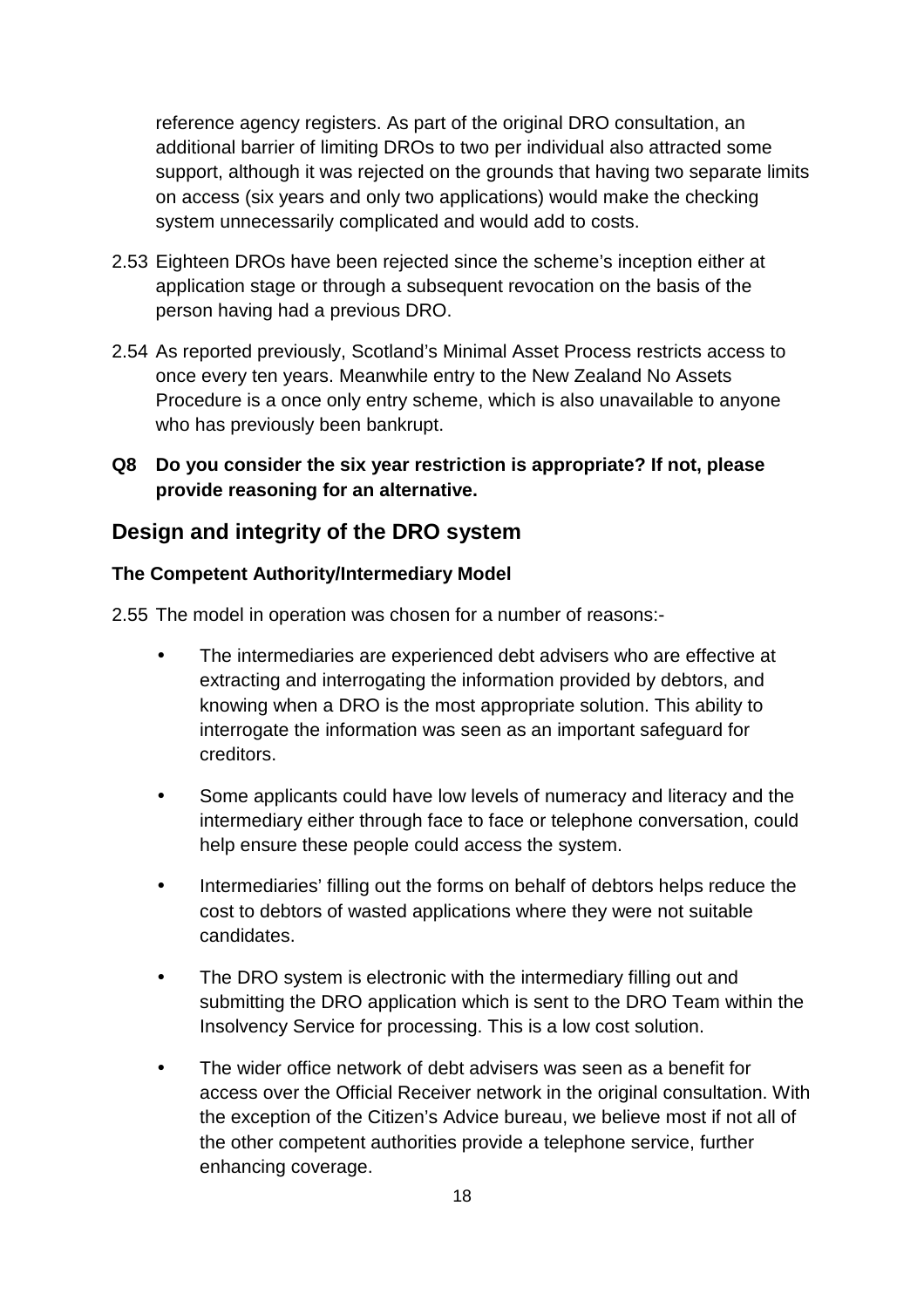reference agency registers. As part of the original DRO consultation, an additional barrier of limiting DROs to two per individual also attracted some support, although it was rejected on the grounds that having two separate limits on access (six years and only two applications) would make the checking system unnecessarily complicated and would add to costs.

2.53 Eighteen DROs have been rejected since the scheme's inception either at application stage or through a subsequent revocation on the basis of the person having had a previous DRO.

2.54 As reported previously, Scotland's Minimal Asset Process restricts access to once every ten years. Meanwhile entry to the New Zealand No Assets Procedure is a once only entry scheme, which is also unavailable to anyone who has previously been bankrupt.

**Q8 Do you consider the six year restriction is appropriate? If not, please provide reasoning for an alternative.**

## Design and integrity of the DRO system

### The Competent Authority/Intermediary Model

2.55 The model in operation was chosen for a number of reasons:-

- The intermediaries are experienced debt advisers who are effective at extracting and interrogating the information provided by debtors, and knowing when a DRO is the most appropriate solution. This ability to interrogate the information was seen as an important safeguard for creditors.
- Some applicants could have low levels of numeracy and literacy and the intermediary either through face to face or telephone conversation, could help ensure these people could access the system.
- Intermediaries' filling out the forms on behalf of debtors helps reduce the cost to debtors of wasted applications where they were not suitable candidates.
- The DRO system is electronic with the intermediary filling out and submitting the DRO application which is sent to the DRO Team within the Insolvency Service for processing. This is a low cost solution.
- The wider office network of debt advisers was seen as a benefit for access over the Official Receiver network in the original consultation. With the exception of the Citizen's Advice bureau, we believe most if not all of the other competent authorities provide a telephone service, further enhancing coverage.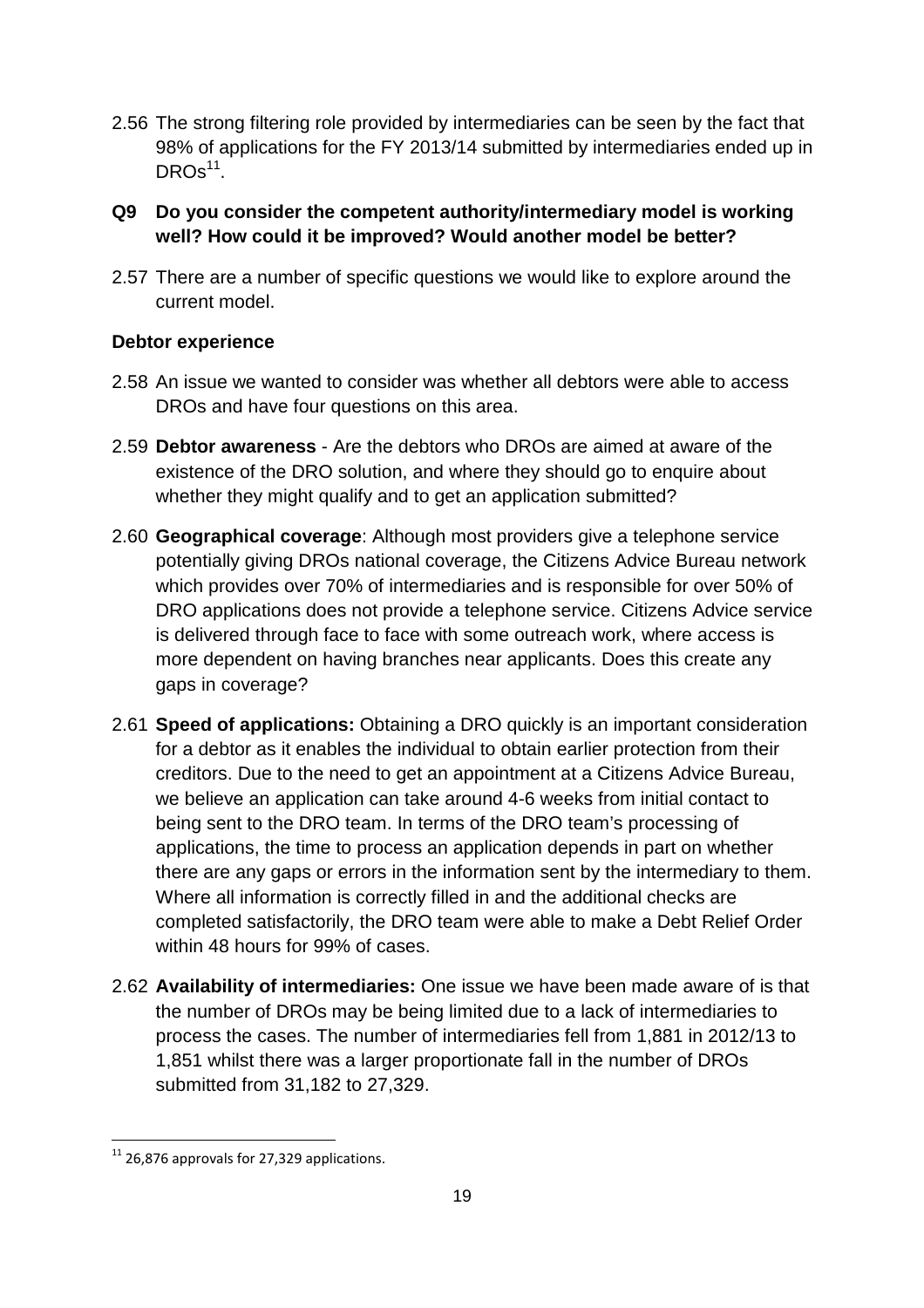2.56 The strong filtering role provided by intermediaries can be seen by the fact that 98% of applications for the FY 2013/14 submitted by intermediaries ended up in DROs[11].

**Q9 Do you consider the competent authority/intermediary model is working well? How could it be improved? Would another model be better?**

2.57 There are a number of specific questions we would like to explore around the current model.

**Debtor experience**

2.58 An issue we wanted to consider was whether all debtors were able to access DROs and have four questions on this area.

2.59 **Debtor awareness** - Are the debtors who DROs are aimed at aware of the existence of the DRO solution, and where they should go to enquire about whether they might qualify and to get an application submitted?

2.60 **Geographical coverage**: Although most providers give a telephone service potentially giving DROs national coverage, the Citizens Advice Bureau network which provides over 70% of intermediaries and is responsible for over 50% of DRO applications does not provide a telephone service. Citizens Advice service is delivered through face to face with some outreach work, where access is more dependent on having branches near applicants. Does this create any gaps in coverage?

2.61 **Speed of applications:** Obtaining a DRO quickly is an important consideration for a debtor as it enables the individual to obtain earlier protection from their creditors. Due to the need to get an appointment at a Citizens Advice Bureau, we believe an application can take around 4-6 weeks from initial contact to being sent to the DRO team. In terms of the DRO team's processing of applications, the time to process an application depends in part on whether there are any gaps or errors in the information sent by the intermediary to them. Where all information is correctly filled in and the additional checks are completed satisfactorily, the DRO team were able to make a Debt Relief Order within 48 hours for 99% of cases.

2.62 **Availability of intermediaries:** One issue we have been made aware of is that the number of DROs may be being limited due to a lack of intermediaries to process the cases. The number of intermediaries fell from 1,881 in 2012/13 to 1,851 whilst there was a larger proportionate fall in the number of DROs submitted from 31,182 to 27,329.

---

[11] 26,876 approvals for 27,329 applications.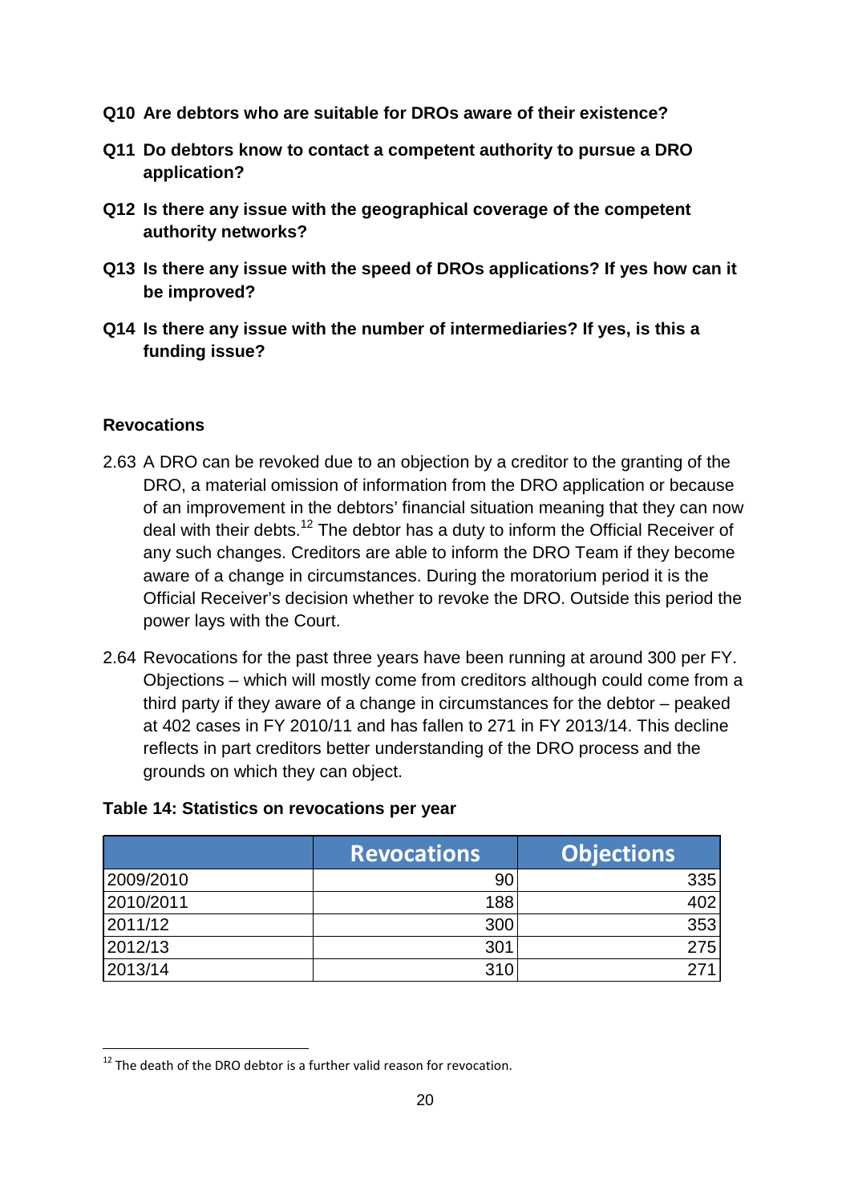**Q10 Are debtors who are suitable for DROs aware of their existence?**

**Q11 Do debtors know to contact a competent authority to pursue a DRO application?**

**Q12 Is there any issue with the geographical coverage of the competent authority networks?**

**Q13 Is there any issue with the speed of DROs applications? If yes how can it be improved?**

**Q14 Is there any issue with the number of intermediaries? If yes, is this a funding issue?**

**Revocations**

2.63 A DRO can be revoked due to an objection by a creditor to the granting of the DRO, a material omission of information from the DRO application or because of an improvement in the debtors' financial situation meaning that they can now deal with their debts.[12] The debtor has a duty to inform the Official Receiver of any such changes. Creditors are able to inform the DRO Team if they become aware of a change in circumstances. During the moratorium period it is the Official Receiver's decision whether to revoke the DRO. Outside this period the power lays with the Court.

2.64 Revocations for the past three years have been running at around 300 per FY. Objections – which will mostly come from creditors although could come from a third party if they aware of a change in circumstances for the debtor – peaked at 402 cases in FY 2010/11 and has fallen to 271 in FY 2013/14. This decline reflects in part creditors better understanding of the DRO process and the grounds on which they can object.

**Table 14: Statistics on revocations per year**

| | Revocations | Objections |
|---|---|---|
| 2009/2010 | 90 | 335 |
| 2010/2011 | 188 | 402 |
| 2011/12 | 300 | 353 |
| 2012/13 | 301 | 275 |
| 2013/14 | 310 | 271 |

[12] The death of the DRO debtor is a further valid reason for revocation.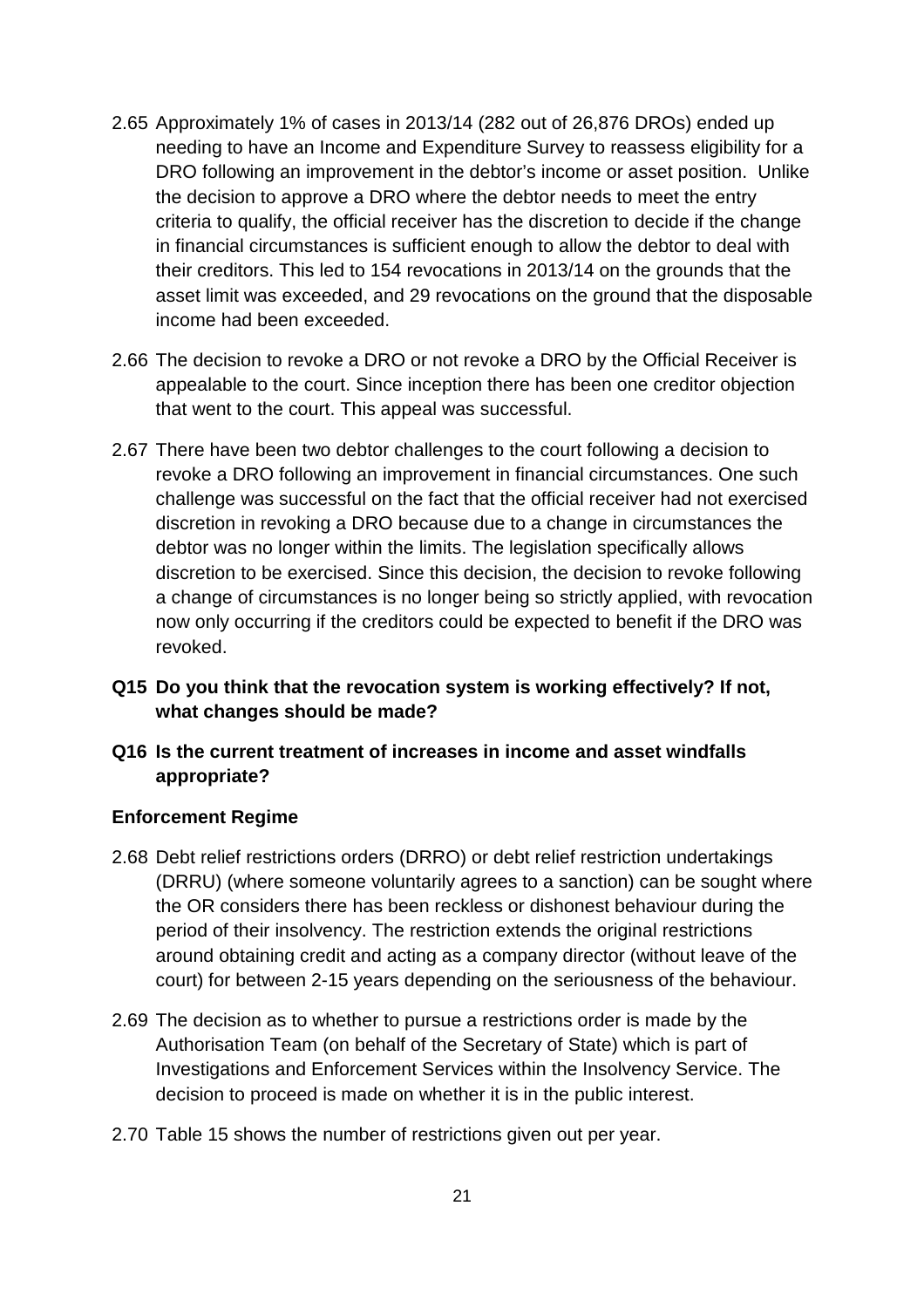2.65 Approximately 1% of cases in 2013/14 (282 out of 26,876 DROs) ended up needing to have an Income and Expenditure Survey to reassess eligibility for a DRO following an improvement in the debtor's income or asset position. Unlike the decision to approve a DRO where the debtor needs to meet the entry criteria to qualify, the official receiver has the discretion to decide if the change in financial circumstances is sufficient enough to allow the debtor to deal with their creditors. This led to 154 revocations in 2013/14 on the grounds that the asset limit was exceeded, and 29 revocations on the ground that the disposable income had been exceeded.

2.66 The decision to revoke a DRO or not revoke a DRO by the Official Receiver is appealable to the court. Since inception there has been one creditor objection that went to the court. This appeal was successful.

2.67 There have been two debtor challenges to the court following a decision to revoke a DRO following an improvement in financial circumstances. One such challenge was successful on the fact that the official receiver had not exercised discretion in revoking a DRO because due to a change in circumstances the debtor was no longer within the limits. The legislation specifically allows discretion to be exercised. Since this decision, the decision to revoke following a change of circumstances is no longer being so strictly applied, with revocation now only occurring if the creditors could be expected to benefit if the DRO was revoked.

**Q15 Do you think that the revocation system is working effectively? If not, what changes should be made?**

**Q16 Is the current treatment of increases in income and asset windfalls appropriate?**

### Enforcement Regime

2.68 Debt relief restrictions orders (DRRO) or debt relief restriction undertakings (DRRU) (where someone voluntarily agrees to a sanction) can be sought where the OR considers there has been reckless or dishonest behaviour during the period of their insolvency. The restriction extends the original restrictions around obtaining credit and acting as a company director (without leave of the court) for between 2-15 years depending on the seriousness of the behaviour.

2.69 The decision as to whether to pursue a restrictions order is made by the Authorisation Team (on behalf of the Secretary of State) which is part of Investigations and Enforcement Services within the Insolvency Service. The decision to proceed is made on whether it is in the public interest.

2.70 Table 15 shows the number of restrictions given out per year.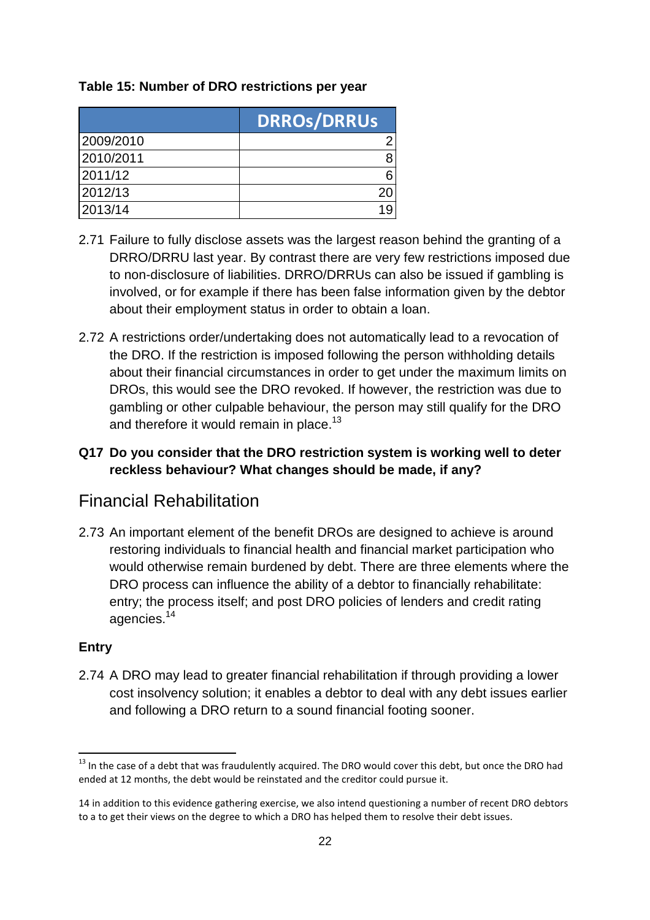**Table 15: Number of DRO restrictions per year**

| | DRROs/DRRUs |
|---|---|
| 2009/2010 | 2 |
| 2010/2011 | 8 |
| 2011/12 | 6 |
| 2012/13 | 20 |
| 2013/14 | 19 |

2.71 Failure to fully disclose assets was the largest reason behind the granting of a DRRO/DRRU last year. By contrast there are very few restrictions imposed due to non-disclosure of liabilities. DRRO/DRRUs can also be issued if gambling is involved, or for example if there has been false information given by the debtor about their employment status in order to obtain a loan.

2.72 A restrictions order/undertaking does not automatically lead to a revocation of the DRO. If the restriction is imposed following the person withholding details about their financial circumstances in order to get under the maximum limits on DROs, this would see the DRO revoked. If however, the restriction was due to gambling or other culpable behaviour, the person may still qualify for the DRO and therefore it would remain in place.[13]

**Q17 Do you consider that the DRO restriction system is working well to deter reckless behaviour? What changes should be made, if any?**

## Financial Rehabilitation

2.73 An important element of the benefit DROs are designed to achieve is around restoring individuals to financial health and financial market participation who would otherwise remain burdened by debt. There are three elements where the DRO process can influence the ability of a debtor to financially rehabilitate: entry; the process itself; and post DRO policies of lenders and credit rating agencies.[14]

### Entry

2.74 A DRO may lead to greater financial rehabilitation if through providing a lower cost insolvency solution; it enables a debtor to deal with any debt issues earlier and following a DRO return to a sound financial footing sooner.

---

[13] In the case of a debt that was fraudulently acquired. The DRO would cover this debt, but once the DRO had ended at 12 months, the debt would be reinstated and the creditor could pursue it.

14 in addition to this evidence gathering exercise, we also intend questioning a number of recent DRO debtors to a to get their views on the degree to which a DRO has helped them to resolve their debt issues.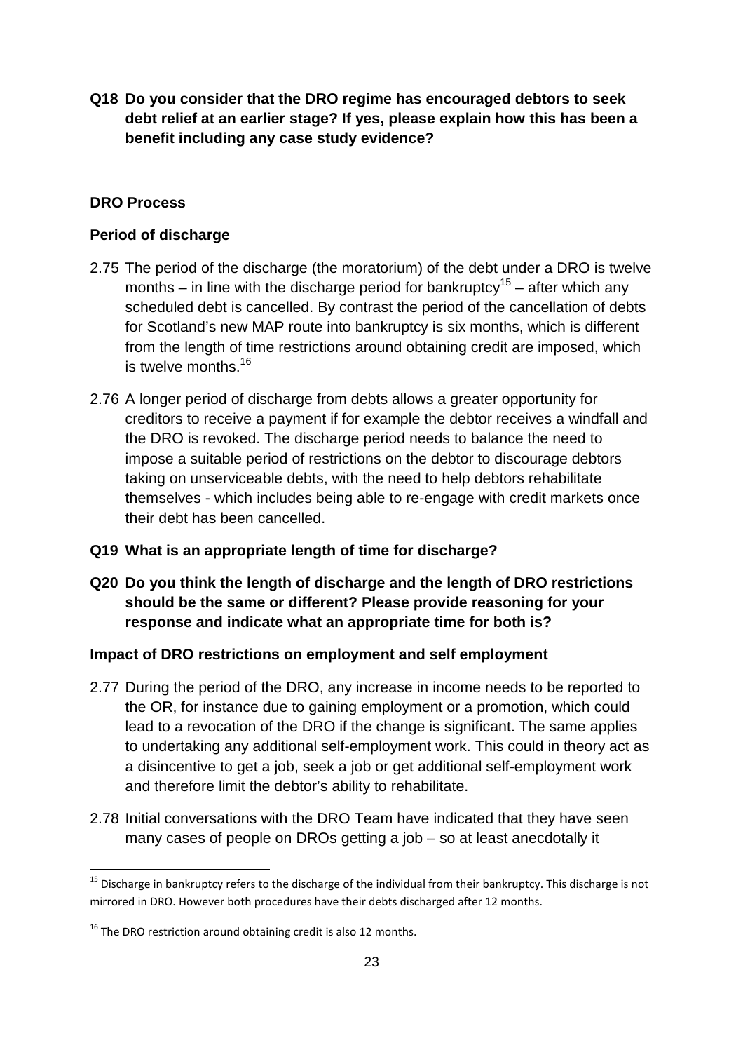**Q18 Do you consider that the DRO regime has encouraged debtors to seek debt relief at an earlier stage? If yes, please explain how this has been a benefit including any case study evidence?**

### DRO Process

### Period of discharge

2.75 The period of the discharge (the moratorium) of the debt under a DRO is twelve months – in line with the discharge period for bankruptcy[15] – after which any scheduled debt is cancelled. By contrast the period of the cancellation of debts for Scotland's new MAP route into bankruptcy is six months, which is different from the length of time restrictions around obtaining credit are imposed, which is twelve months.[16]

2.76 A longer period of discharge from debts allows a greater opportunity for creditors to receive a payment if for example the debtor receives a windfall and the DRO is revoked. The discharge period needs to balance the need to impose a suitable period of restrictions on the debtor to discourage debtors taking on unserviceable debts, with the need to help debtors rehabilitate themselves - which includes being able to re-engage with credit markets once their debt has been cancelled.

**Q19 What is an appropriate length of time for discharge?**

**Q20 Do you think the length of discharge and the length of DRO restrictions should be the same or different? Please provide reasoning for your response and indicate what an appropriate time for both is?**

### Impact of DRO restrictions on employment and self employment

2.77 During the period of the DRO, any increase in income needs to be reported to the OR, for instance due to gaining employment or a promotion, which could lead to a revocation of the DRO if the change is significant. The same applies to undertaking any additional self-employment work. This could in theory act as a disincentive to get a job, seek a job or get additional self-employment work and therefore limit the debtor's ability to rehabilitate.

2.78 Initial conversations with the DRO Team have indicated that they have seen many cases of people on DROs getting a job – so at least anecdotally it

[15] Discharge in bankruptcy refers to the discharge of the individual from their bankruptcy. This discharge is not mirrored in DRO. However both procedures have their debts discharged after 12 months.

[16] The DRO restriction around obtaining credit is also 12 months.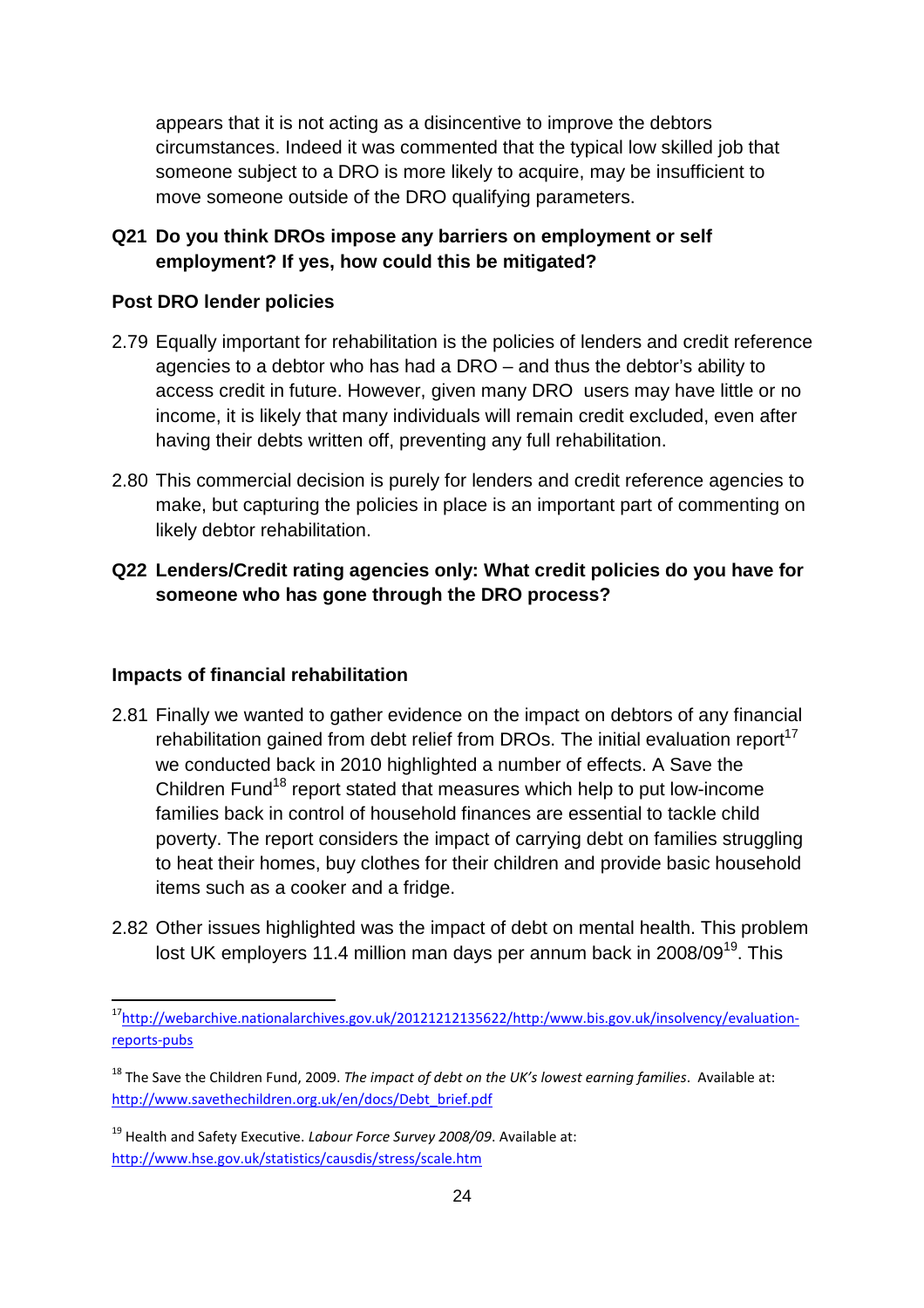appears that it is not acting as a disincentive to improve the debtors circumstances. Indeed it was commented that the typical low skilled job that someone subject to a DRO is more likely to acquire, may be insufficient to move someone outside of the DRO qualifying parameters.

**Q21 Do you think DROs impose any barriers on employment or self employment? If yes, how could this be mitigated?**

### Post DRO lender policies

2.79 Equally important for rehabilitation is the policies of lenders and credit reference agencies to a debtor who has had a DRO – and thus the debtor's ability to access credit in future. However, given many DRO users may have little or no income, it is likely that many individuals will remain credit excluded, even after having their debts written off, preventing any full rehabilitation.

2.80 This commercial decision is purely for lenders and credit reference agencies to make, but capturing the policies in place is an important part of commenting on likely debtor rehabilitation.

**Q22 Lenders/Credit rating agencies only: What credit policies do you have for someone who has gone through the DRO process?**

### Impacts of financial rehabilitation

2.81 Finally we wanted to gather evidence on the impact on debtors of any financial rehabilitation gained from debt relief from DROs. The initial evaluation report[17] we conducted back in 2010 highlighted a number of effects. A Save the Children Fund[18] report stated that measures which help to put low-income families back in control of household finances are essential to tackle child poverty. The report considers the impact of carrying debt on families struggling to heat their homes, buy clothes for their children and provide basic household items such as a cooker and a fridge.

2.82 Other issues highlighted was the impact of debt on mental health. This problem lost UK employers 11.4 million man days per annum back in 2008/09[19]. This

---

[17] http://webarchive.nationalarchives.gov.uk/20121212135622/http:/www.bis.gov.uk/insolvency/evaluation-reports-pubs

[18] The Save the Children Fund, 2009. *The impact of debt on the UK's lowest earning families*. Available at: http://www.savethechildren.org.uk/en/docs/Debt_brief.pdf

[19] Health and Safety Executive. *Labour Force Survey 2008/09*. Available at: http://www.hse.gov.uk/statistics/causdis/stress/scale.htm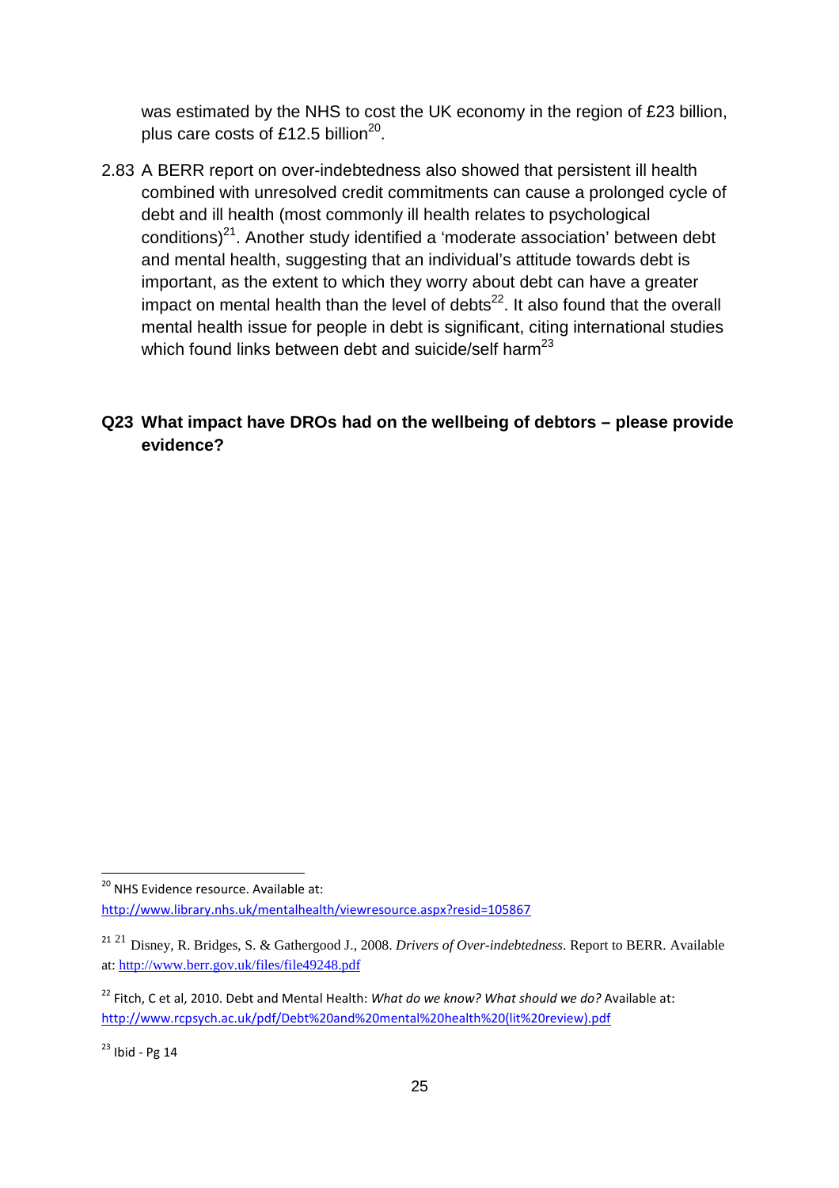was estimated by the NHS to cost the UK economy in the region of £23 billion, plus care costs of £12.5 billion[20].

2.83 A BERR report on over-indebtedness also showed that persistent ill health combined with unresolved credit commitments can cause a prolonged cycle of debt and ill health (most commonly ill health relates to psychological conditions)[21]. Another study identified a 'moderate association' between debt and mental health, suggesting that an individual's attitude towards debt is important, as the extent to which they worry about debt can have a greater impact on mental health than the level of debts[22]. It also found that the overall mental health issue for people in debt is significant, citing international studies which found links between debt and suicide/self harm[23]

**Q23 What impact have DROs had on the wellbeing of debtors – please provide evidence?**

---

[20] NHS Evidence resource. Available at: http://www.library.nhs.uk/mentalhealth/viewresource.aspx?resid=105867

[21] [21] Disney, R. Bridges, S. & Gathergood J., 2008. *Drivers of Over-indebtedness*. Report to BERR. Available at: http://www.berr.gov.uk/files/file49248.pdf

[22] Fitch, C et al, 2010. Debt and Mental Health: *What do we know? What should we do?* Available at: http://www.rcpsych.ac.uk/pdf/Debt%20and%20mental%20health%20(lit%20review).pdf

[23] Ibid - Pg 14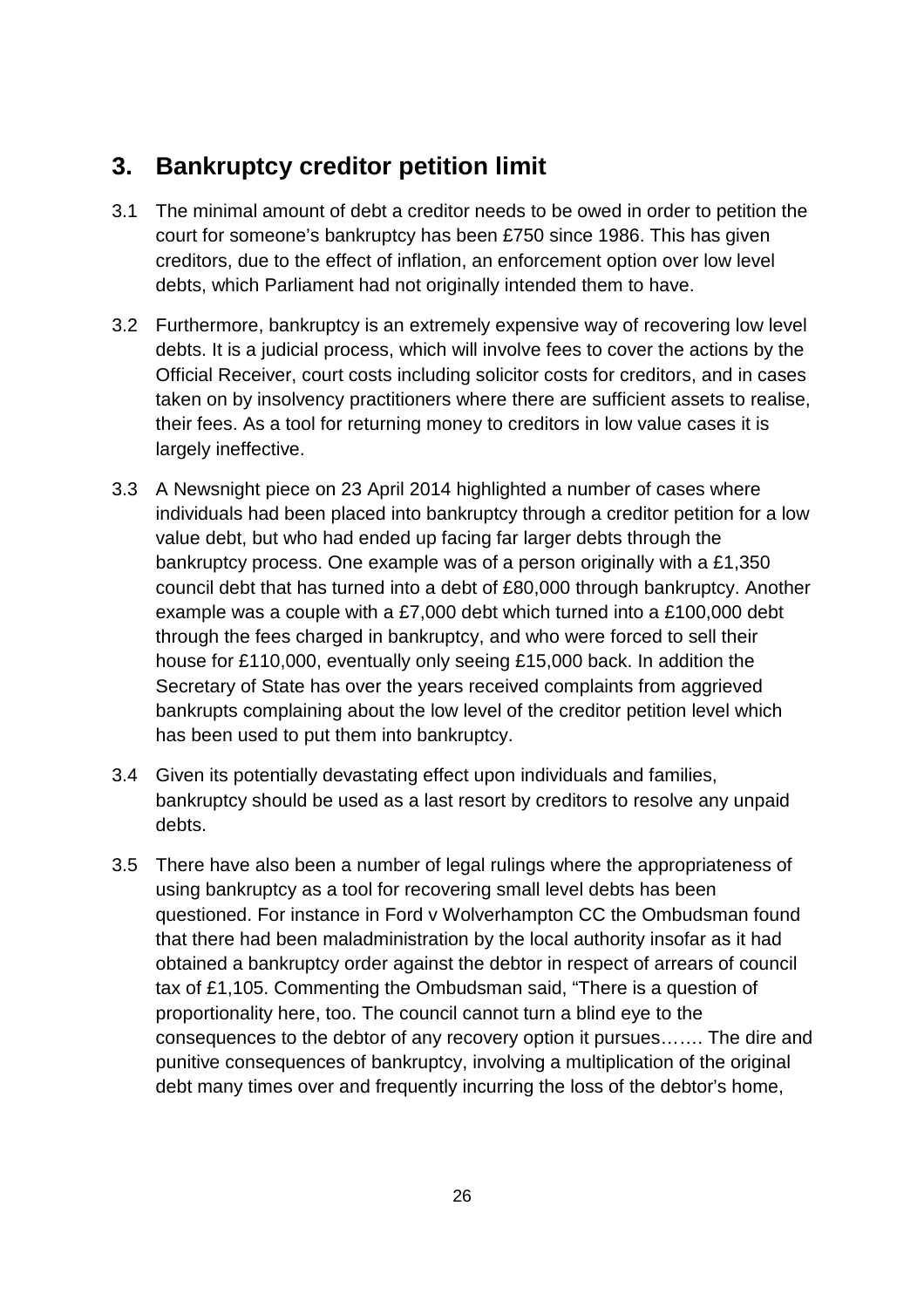## 3. Bankruptcy creditor petition limit

3.1 The minimal amount of debt a creditor needs to be owed in order to petition the court for someone's bankruptcy has been £750 since 1986. This has given creditors, due to the effect of inflation, an enforcement option over low level debts, which Parliament had not originally intended them to have.

3.2 Furthermore, bankruptcy is an extremely expensive way of recovering low level debts. It is a judicial process, which will involve fees to cover the actions by the Official Receiver, court costs including solicitor costs for creditors, and in cases taken on by insolvency practitioners where there are sufficient assets to realise, their fees. As a tool for returning money to creditors in low value cases it is largely ineffective.

3.3 A Newsnight piece on 23 April 2014 highlighted a number of cases where individuals had been placed into bankruptcy through a creditor petition for a low value debt, but who had ended up facing far larger debts through the bankruptcy process. One example was of a person originally with a £1,350 council debt that has turned into a debt of £80,000 through bankruptcy. Another example was a couple with a £7,000 debt which turned into a £100,000 debt through the fees charged in bankruptcy, and who were forced to sell their house for £110,000, eventually only seeing £15,000 back. In addition the Secretary of State has over the years received complaints from aggrieved bankrupts complaining about the low level of the creditor petition level which has been used to put them into bankruptcy.

3.4 Given its potentially devastating effect upon individuals and families, bankruptcy should be used as a last resort by creditors to resolve any unpaid debts.

3.5 There have also been a number of legal rulings where the appropriateness of using bankruptcy as a tool for recovering small level debts has been questioned. For instance in Ford v Wolverhampton CC the Ombudsman found that there had been maladministration by the local authority insofar as it had obtained a bankruptcy order against the debtor in respect of arrears of council tax of £1,105. Commenting the Ombudsman said, "There is a question of proportionality here, too. The council cannot turn a blind eye to the consequences to the debtor of any recovery option it pursues……. The dire and punitive consequences of bankruptcy, involving a multiplication of the original debt many times over and frequently incurring the loss of the debtor's home,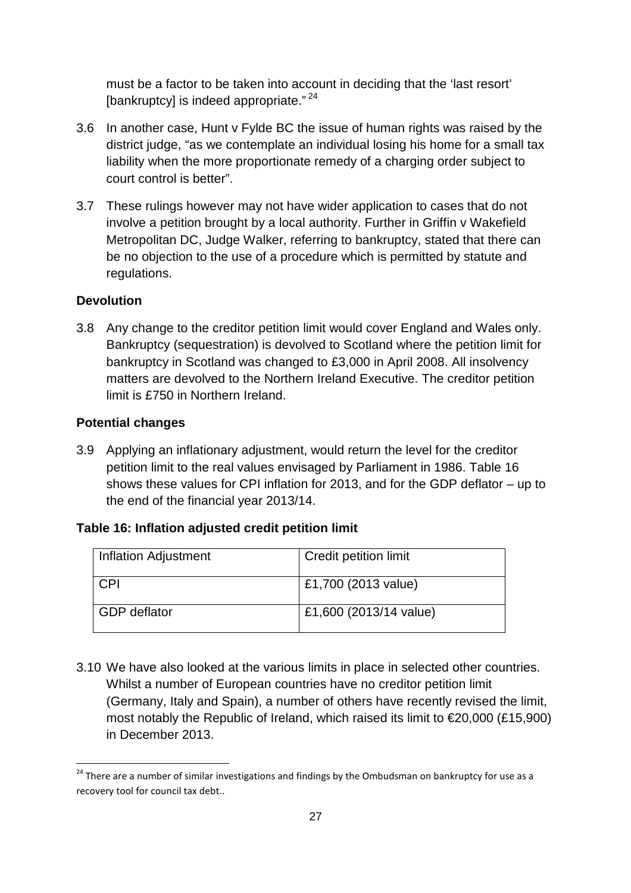must be a factor to be taken into account in deciding that the 'last resort' [bankruptcy] is indeed appropriate." [24]

3.6 In another case, Hunt v Fylde BC the issue of human rights was raised by the district judge, "as we contemplate an individual losing his home for a small tax liability when the more proportionate remedy of a charging order subject to court control is better".

3.7 These rulings however may not have wider application to cases that do not involve a petition brought by a local authority. Further in Griffin v Wakefield Metropolitan DC, Judge Walker, referring to bankruptcy, stated that there can be no objection to the use of a procedure which is permitted by statute and regulations.

**Devolution**

3.8 Any change to the creditor petition limit would cover England and Wales only. Bankruptcy (sequestration) is devolved to Scotland where the petition limit for bankruptcy in Scotland was changed to £3,000 in April 2008. All insolvency matters are devolved to the Northern Ireland Executive. The creditor petition limit is £750 in Northern Ireland.

**Potential changes**

3.9 Applying an inflationary adjustment, would return the level for the creditor petition limit to the real values envisaged by Parliament in 1986. Table 16 shows these values for CPI inflation for 2013, and for the GDP deflator – up to the end of the financial year 2013/14.

**Table 16: Inflation adjusted credit petition limit**

| Inflation Adjustment | Credit petition limit |
|---|---|
| CPI | £1,700 (2013 value) |
| GDP deflator | £1,600 (2013/14 value) |

3.10 We have also looked at the various limits in place in selected other countries. Whilst a number of European countries have no creditor petition limit (Germany, Italy and Spain), a number of others have recently revised the limit, most notably the Republic of Ireland, which raised its limit to €20,000 (£15,900) in December 2013.

[24] There are a number of similar investigations and findings by the Ombudsman on bankruptcy for use as a recovery tool for council tax debt..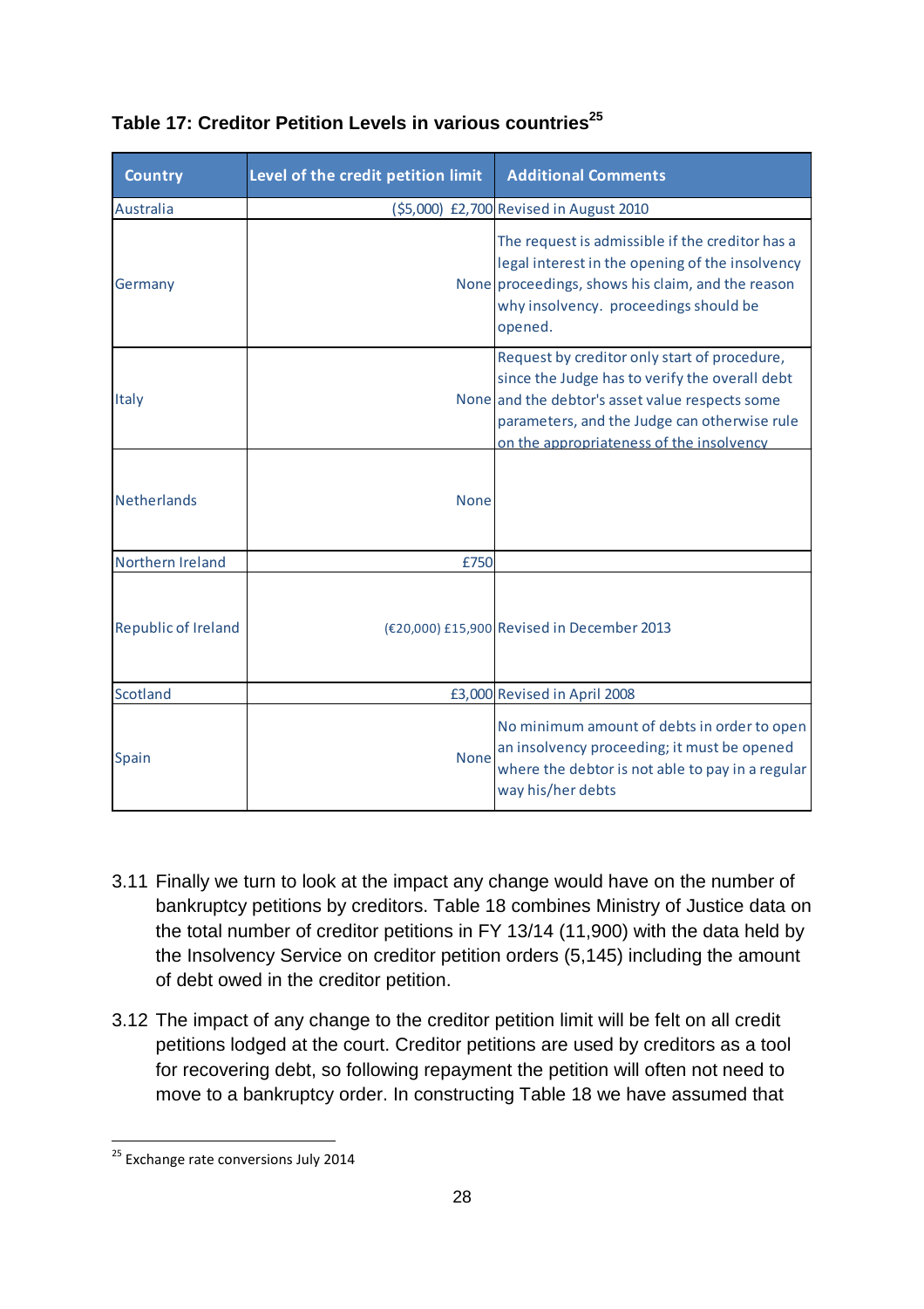**Table 17: Creditor Petition Levels in various countries[25]**

| Country | Level of the credit petition limit | Additional Comments |
|---|---|---|
| Australia | ($5,000) £2,700 | Revised in August 2010 |
| Germany | None | The request is admissible if the creditor has a legal interest in the opening of the insolvency proceedings, shows his claim, and the reason why insolvency. proceedings should be opened. |
| Italy | None | Request by creditor only start of procedure, since the Judge has to verify the overall debt and the debtor's asset value respects some parameters, and the Judge can otherwise rule on the appropriateness of the insolvency |
| Netherlands | None | |
| Northern Ireland | £750 | |
| Republic of Ireland | (€20,000) £15,900 | Revised in December 2013 |
| Scotland | £3,000 | Revised in April 2008 |
| Spain | None | No minimum amount of debts in order to open an insolvency proceeding; it must be opened where the debtor is not able to pay in a regular way his/her debts |

3.11 Finally we turn to look at the impact any change would have on the number of bankruptcy petitions by creditors. Table 18 combines Ministry of Justice data on the total number of creditor petitions in FY 13/14 (11,900) with the data held by the Insolvency Service on creditor petition orders (5,145) including the amount of debt owed in the creditor petition.

3.12 The impact of any change to the creditor petition limit will be felt on all credit petitions lodged at the court. Creditor petitions are used by creditors as a tool for recovering debt, so following repayment the petition will often not need to move to a bankruptcy order. In constructing Table 18 we have assumed that

[25] Exchange rate conversions July 2014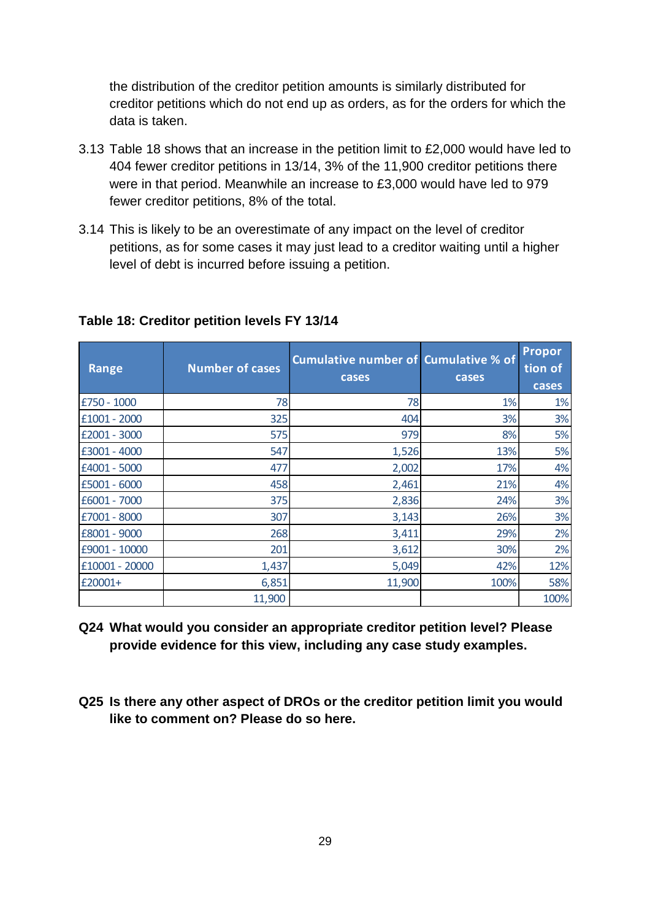the distribution of the creditor petition amounts is similarly distributed for creditor petitions which do not end up as orders, as for the orders for which the data is taken.

3.13 Table 18 shows that an increase in the petition limit to £2,000 would have led to 404 fewer creditor petitions in 13/14, 3% of the 11,900 creditor petitions there were in that period. Meanwhile an increase to £3,000 would have led to 979 fewer creditor petitions, 8% of the total.

3.14 This is likely to be an overestimate of any impact on the level of creditor petitions, as for some cases it may just lead to a creditor waiting until a higher level of debt is incurred before issuing a petition.

**Table 18: Creditor petition levels FY 13/14**

| Range | Number of cases | Cumulative number of cases | Cumulative % of cases | Proportion of cases |
|---|---|---|---|---|
| £750 - 1000 | 78 | 78 | 1% | 1% |
| £1001 - 2000 | 325 | 404 | 3% | 3% |
| £2001 - 3000 | 575 | 979 | 8% | 5% |
| £3001 - 4000 | 547 | 1,526 | 13% | 5% |
| £4001 - 5000 | 477 | 2,002 | 17% | 4% |
| £5001 - 6000 | 458 | 2,461 | 21% | 4% |
| £6001 - 7000 | 375 | 2,836 | 24% | 3% |
| £7001 - 8000 | 307 | 3,143 | 26% | 3% |
| £8001 - 9000 | 268 | 3,411 | 29% | 2% |
| £9001 - 10000 | 201 | 3,612 | 30% | 2% |
| £10001 - 20000 | 1,437 | 5,049 | 42% | 12% |
| £20001+ | 6,851 | 11,900 | 100% | 58% |
| | 11,900 | | | 100% |

**Q24 What would you consider an appropriate creditor petition level? Please provide evidence for this view, including any case study examples.**

**Q25 Is there any other aspect of DROs or the creditor petition limit you would like to comment on? Please do so here.**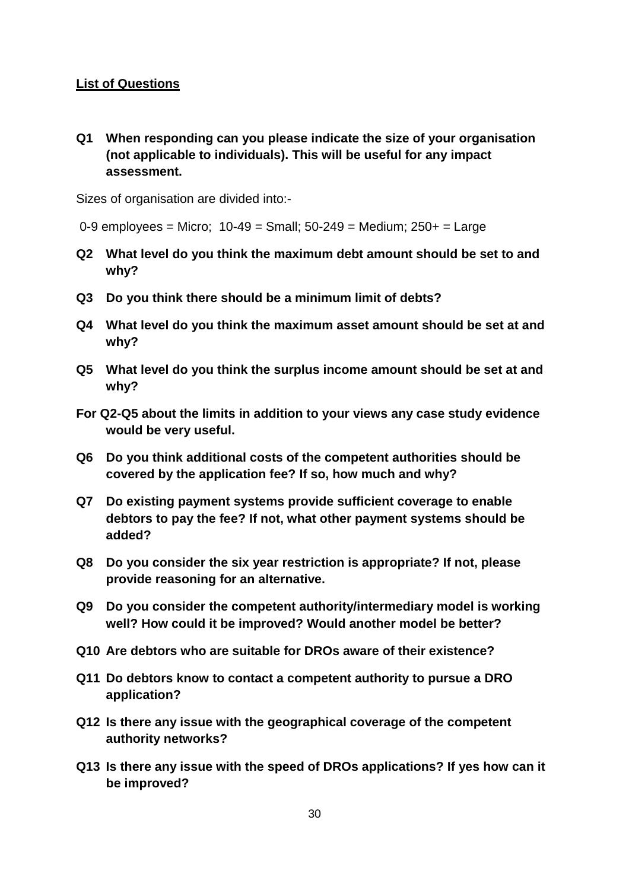**List of Questions**

**Q1 When responding can you please indicate the size of your organisation (not applicable to individuals). This will be useful for any impact assessment.**

Sizes of organisation are divided into:-

0-9 employees = Micro; 10-49 = Small; 50-249 = Medium; 250+ = Large

**Q2 What level do you think the maximum debt amount should be set to and why?**

**Q3 Do you think there should be a minimum limit of debts?**

**Q4 What level do you think the maximum asset amount should be set at and why?**

**Q5 What level do you think the surplus income amount should be set at and why?**

**For Q2-Q5 about the limits in addition to your views any case study evidence would be very useful.**

**Q6 Do you think additional costs of the competent authorities should be covered by the application fee? If so, how much and why?**

**Q7 Do existing payment systems provide sufficient coverage to enable debtors to pay the fee? If not, what other payment systems should be added?**

**Q8 Do you consider the six year restriction is appropriate? If not, please provide reasoning for an alternative.**

**Q9 Do you consider the competent authority/intermediary model is working well? How could it be improved? Would another model be better?**

**Q10 Are debtors who are suitable for DROs aware of their existence?**

**Q11 Do debtors know to contact a competent authority to pursue a DRO application?**

**Q12 Is there any issue with the geographical coverage of the competent authority networks?**

**Q13 Is there any issue with the speed of DROs applications? If yes how can it be improved?**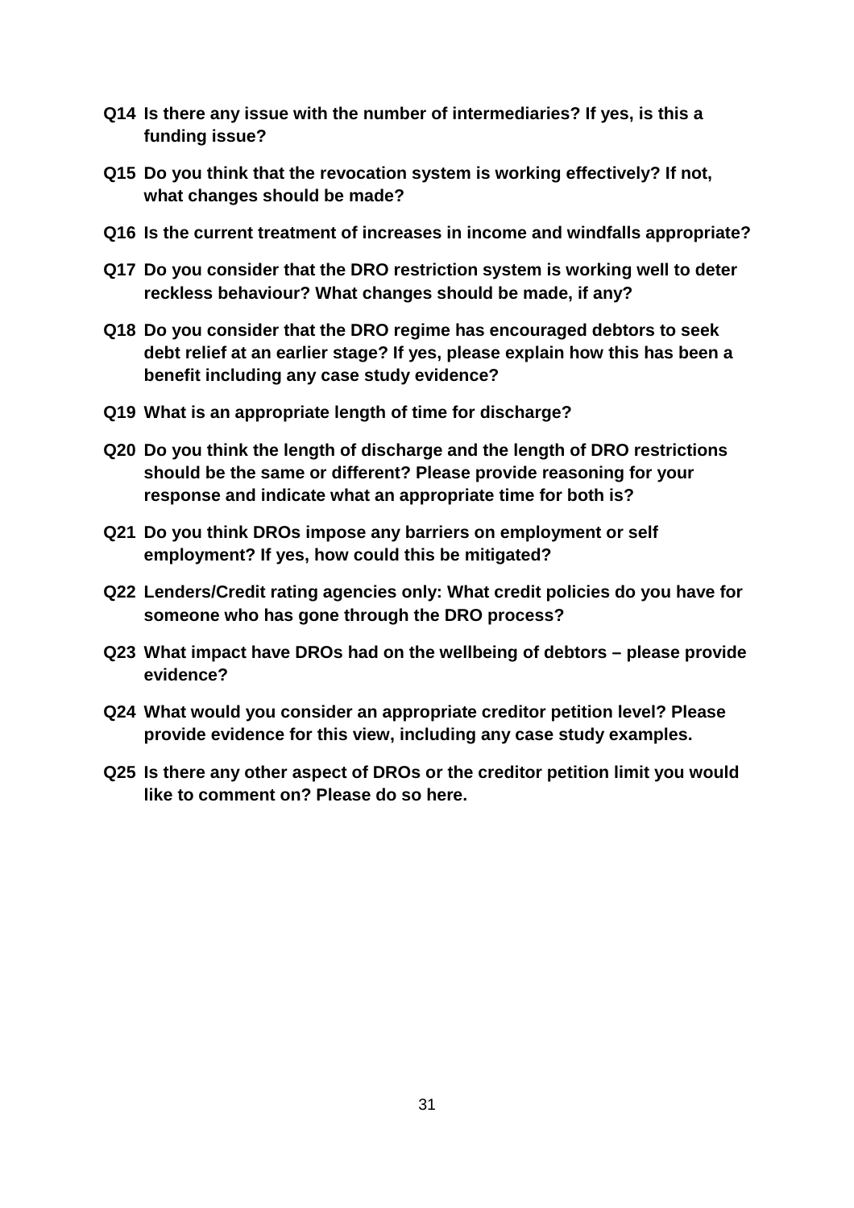**Q14 Is there any issue with the number of intermediaries? If yes, is this a funding issue?**

**Q15 Do you think that the revocation system is working effectively? If not, what changes should be made?**

**Q16 Is the current treatment of increases in income and windfalls appropriate?**

**Q17 Do you consider that the DRO restriction system is working well to deter reckless behaviour? What changes should be made, if any?**

**Q18 Do you consider that the DRO regime has encouraged debtors to seek debt relief at an earlier stage? If yes, please explain how this has been a benefit including any case study evidence?**

**Q19 What is an appropriate length of time for discharge?**

**Q20 Do you think the length of discharge and the length of DRO restrictions should be the same or different? Please provide reasoning for your response and indicate what an appropriate time for both is?**

**Q21 Do you think DROs impose any barriers on employment or self employment? If yes, how could this be mitigated?**

**Q22 Lenders/Credit rating agencies only: What credit policies do you have for someone who has gone through the DRO process?**

**Q23 What impact have DROs had on the wellbeing of debtors – please provide evidence?**

**Q24 What would you consider an appropriate creditor petition level? Please provide evidence for this view, including any case study examples.**

**Q25 Is there any other aspect of DROs or the creditor petition limit you would like to comment on? Please do so here.**